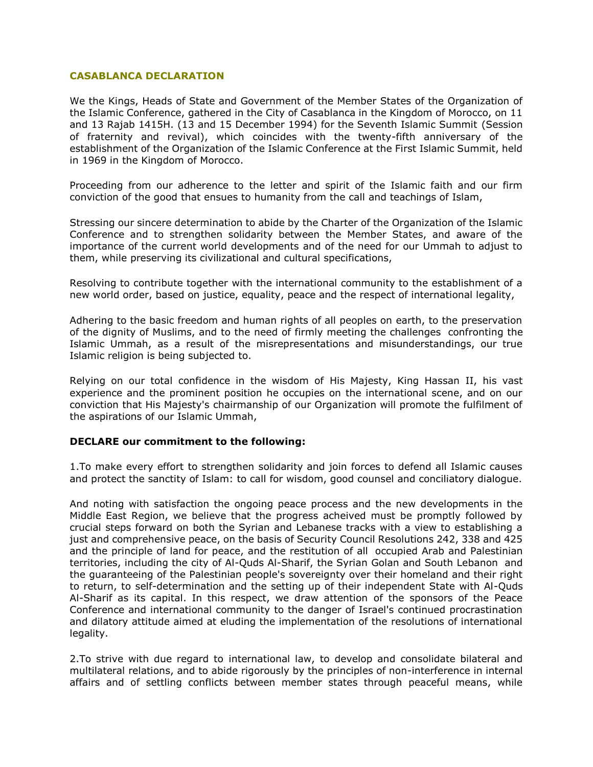## CASABLANCA DECLARATION

We the Kings, Heads of State and Government of the Member States of the Organization of the Islamic Conference, gathered in the City of Casablanca in the Kingdom of Morocco, on 11 and 13 Rajab 1415H. (13 and 15 December 1994) for the Seventh Islamic Summit (Session of fraternity and revival), which coincides with the twenty-fifth anniversary of the establishment of the Organization of the Islamic Conference at the First Islamic Summit, held in 1969 in the Kingdom of Morocco.

Proceeding from our adherence to the letter and spirit of the Islamic faith and our firm conviction of the good that ensues to humanity from the call and teachings of Islam,

Stressing our sincere determination to abide by the Charter of the Organization of the Islamic Conference and to strengthen solidarity between the Member States, and aware of the importance of the current world developments and of the need for our Ummah to adjust to them, while preserving its civilizational and cultural specifications,

Resolving to contribute together with the international community to the establishment of a new world order, based on justice, equality, peace and the respect of international legality,

Adhering to the basic freedom and human rights of all peoples on earth, to the preservation of the dignity of Muslims, and to the need of firmly meeting the challenges confronting the Islamic Ummah, as a result of the misrepresentations and misunderstandings, our true Islamic religion is being subjected to.

Relying on our total confidence in the wisdom of His Majesty, King Hassan II, his vast experience and the prominent position he occupies on the international scene, and on our conviction that His Majesty's chairmanship of our Organization will promote the fulfilment of the aspirations of our Islamic Ummah,

**DECLARE our commitment to the following:**

1.To make every effort to strengthen solidarity and join forces to defend all Islamic causes and protect the sanctity of Islam: to call for wisdom, good counsel and conciliatory dialogue.

And noting with satisfaction the ongoing peace process and the new developments in the Middle East Region, we believe that the progress acheived must be promptly followed by crucial steps forward on both the Syrian and Lebanese tracks with a view to establishing a just and comprehensive peace, on the basis of Security Council Resolutions 242, 338 and 425 and the principle of land for peace, and the restitution of all occupied Arab and Palestinian territories, including the city of Al-Quds Al-Sharif, the Syrian Golan and South Lebanon and the guaranteeing of the Palestinian people's sovereignty over their homeland and their right to return, to self-determination and the setting up of their independent State with Al-Quds Al-Sharif as its capital. In this respect, we draw attention of the sponsors of the Peace Conference and international community to the danger of Israel's continued procrastination and dilatory attitude aimed at eluding the implementation of the resolutions of international legality.

2.To strive with due regard to international law, to develop and consolidate bilateral and multilateral relations, and to abide rigorously by the principles of non-interference in internal affairs and of settling conflicts between member states through peaceful means, while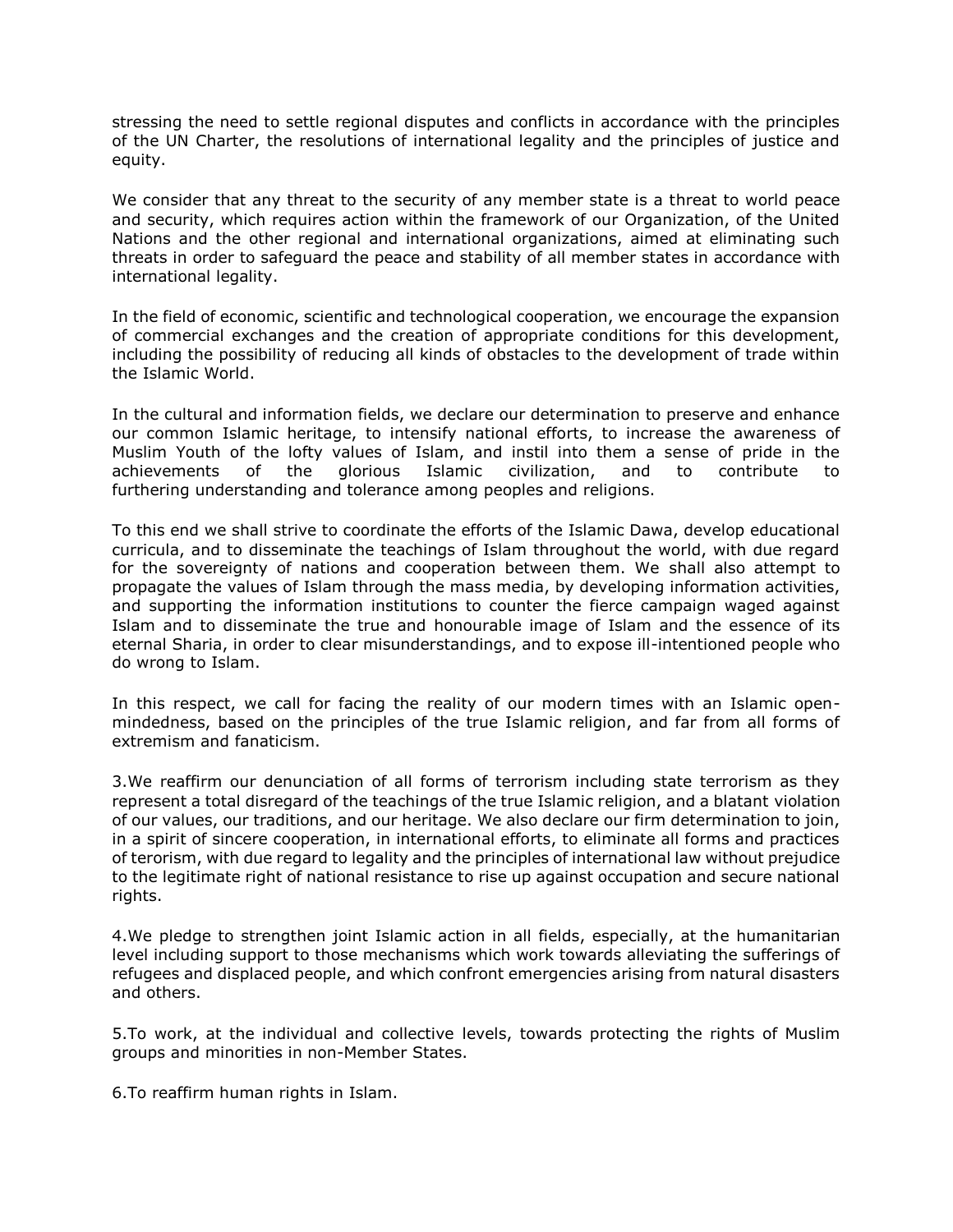stressing the need to settle regional disputes and conflicts in accordance with the principles of the UN Charter, the resolutions of international legality and the principles of justice and equity.

We consider that any threat to the security of any member state is a threat to world peace and security, which requires action within the framework of our Organization, of the United Nations and the other regional and international organizations, aimed at eliminating such threats in order to safeguard the peace and stability of all member states in accordance with international legality.

In the field of economic, scientific and technological cooperation, we encourage the expansion of commercial exchanges and the creation of appropriate conditions for this development, including the possibility of reducing all kinds of obstacles to the development of trade within the Islamic World.

In the cultural and information fields, we declare our determination to preserve and enhance our common Islamic heritage, to intensify national efforts, to increase the awareness of Muslim Youth of the lofty values of Islam, and instil into them a sense of pride in the achievements of the glorious Islamic civilization, and to contribute to furthering understanding and tolerance among peoples and religions.

To this end we shall strive to coordinate the efforts of the Islamic Dawa, develop educational curricula, and to disseminate the teachings of Islam throughout the world, with due regard for the sovereignty of nations and cooperation between them. We shall also attempt to propagate the values of Islam through the mass media, by developing information activities, and supporting the information institutions to counter the fierce campaign waged against Islam and to disseminate the true and honourable image of Islam and the essence of its eternal Sharia, in order to clear misunderstandings, and to expose ill-intentioned people who do wrong to Islam.

In this respect, we call for facing the reality of our modern times with an Islamic open-mindedness, based on the principles of the true Islamic religion, and far from all forms of extremism and fanaticism.

3.We reaffirm our denunciation of all forms of terrorism including state terrorism as they represent a total disregard of the teachings of the true Islamic religion, and a blatant violation of our values, our traditions, and our heritage. We also declare our firm determination to join, in a spirit of sincere cooperation, in international efforts, to eliminate all forms and practices of terorism, with due regard to legality and the principles of international law without prejudice to the legitimate right of national resistance to rise up against occupation and secure national rights.

4.We pledge to strengthen joint Islamic action in all fields, especially, at the humanitarian level including support to those mechanisms which work towards alleviating the sufferings of refugees and displaced people, and which confront emergencies arising from natural disasters and others.

5.To work, at the individual and collective levels, towards protecting the rights of Muslim groups and minorities in non-Member States.

6.To reaffirm human rights in Islam.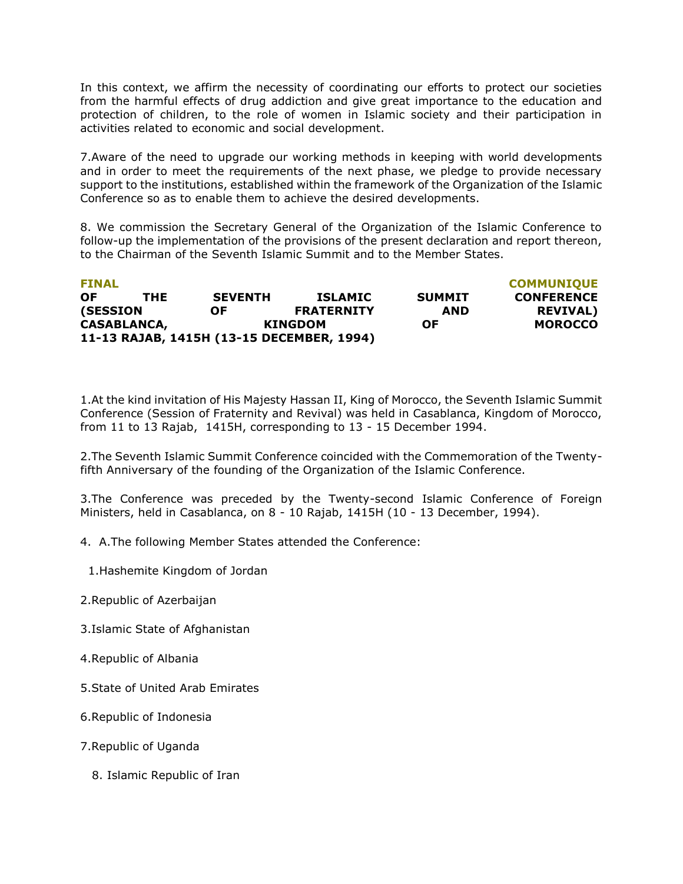In this context, we affirm the necessity of coordinating our efforts to protect our societies from the harmful effects of drug addiction and give great importance to the education and protection of children, to the role of women in Islamic society and their participation in activities related to economic and social development.

7.Aware of the need to upgrade our working methods in keeping with world developments and in order to meet the requirements of the next phase, we pledge to provide necessary support to the institutions, established within the framework of the Organization of the Islamic Conference so as to enable them to achieve the desired developments.

8. We commission the Secretary General of the Organization of the Islamic Conference to follow-up the implementation of the provisions of the present declaration and report thereon, to the Chairman of the Seventh Islamic Summit and to the Member States.

## FINAL COMMUNIQUE

**OF THE SEVENTH ISLAMIC SUMMIT CONFERENCE (SESSION OF FRATERNITY AND REVIVAL) CASABLANCA, KINGDOM OF MOROCCO 11-13 RAJAB, 1415H (13-15 DECEMBER, 1994)**

1.At the kind invitation of His Majesty Hassan II, King of Morocco, the Seventh Islamic Summit Conference (Session of Fraternity and Revival) was held in Casablanca, Kingdom of Morocco, from 11 to 13 Rajab, 1415H, corresponding to 13 - 15 December 1994.

2.The Seventh Islamic Summit Conference coincided with the Commemoration of the Twenty-fifth Anniversary of the founding of the Organization of the Islamic Conference.

3.The Conference was preceded by the Twenty-second Islamic Conference of Foreign Ministers, held in Casablanca, on 8 - 10 Rajab, 1415H (10 - 13 December, 1994).

4. A.The following Member States attended the Conference:

1.Hashemite Kingdom of Jordan

2.Republic of Azerbaijan

3.Islamic State of Afghanistan

4.Republic of Albania

5.State of United Arab Emirates

6.Republic of Indonesia

7.Republic of Uganda

8. Islamic Republic of Iran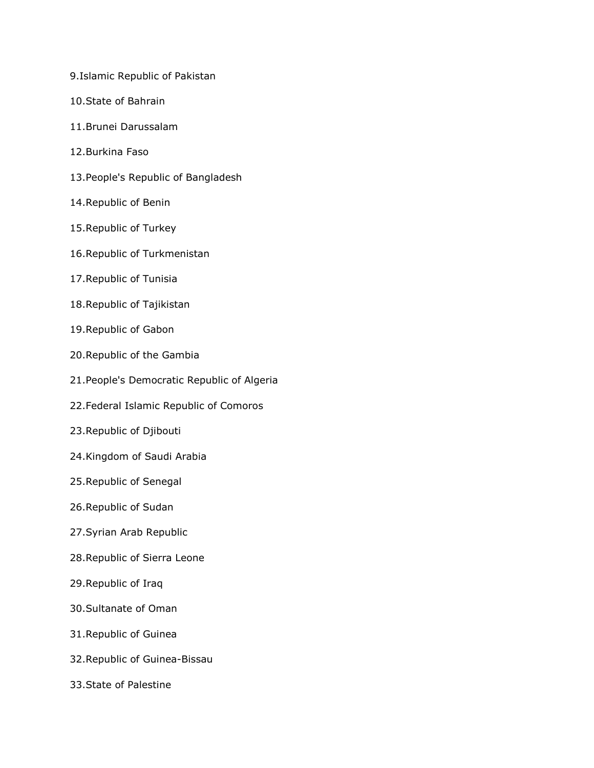9.Islamic Republic of Pakistan

10.State of Bahrain

11.Brunei Darussalam

12.Burkina Faso

13.People's Republic of Bangladesh

14.Republic of Benin

15.Republic of Turkey

16.Republic of Turkmenistan

17.Republic of Tunisia

18.Republic of Tajikistan

19.Republic of Gabon

20.Republic of the Gambia

21.People's Democratic Republic of Algeria

22.Federal Islamic Republic of Comoros

23.Republic of Djibouti

24.Kingdom of Saudi Arabia

25.Republic of Senegal

26.Republic of Sudan

27.Syrian Arab Republic

28.Republic of Sierra Leone

29.Republic of Iraq

30.Sultanate of Oman

31.Republic of Guinea

32.Republic of Guinea-Bissau

33.State of Palestine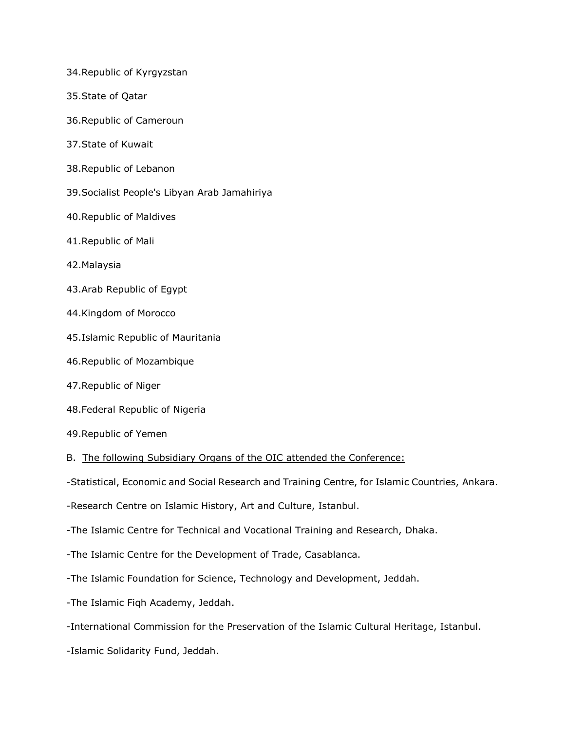34.Republic of Kyrgyzstan

35.State of Qatar

36.Republic of Cameroun

37.State of Kuwait

38.Republic of Lebanon

39.Socialist People's Libyan Arab Jamahiriya

40.Republic of Maldives

41.Republic of Mali

42.Malaysia

43.Arab Republic of Egypt

44.Kingdom of Morocco

45.Islamic Republic of Mauritania

46.Republic of Mozambique

47.Republic of Niger

48.Federal Republic of Nigeria

49.Republic of Yemen

B. The following Subsidiary Organs of the OIC attended the Conference:

-Statistical, Economic and Social Research and Training Centre, for Islamic Countries, Ankara.

-Research Centre on Islamic History, Art and Culture, Istanbul.

-The Islamic Centre for Technical and Vocational Training and Research, Dhaka.

-The Islamic Centre for the Development of Trade, Casablanca.

-The Islamic Foundation for Science, Technology and Development, Jeddah.

-The Islamic Fiqh Academy, Jeddah.

-International Commission for the Preservation of the Islamic Cultural Heritage, Istanbul.

-Islamic Solidarity Fund, Jeddah.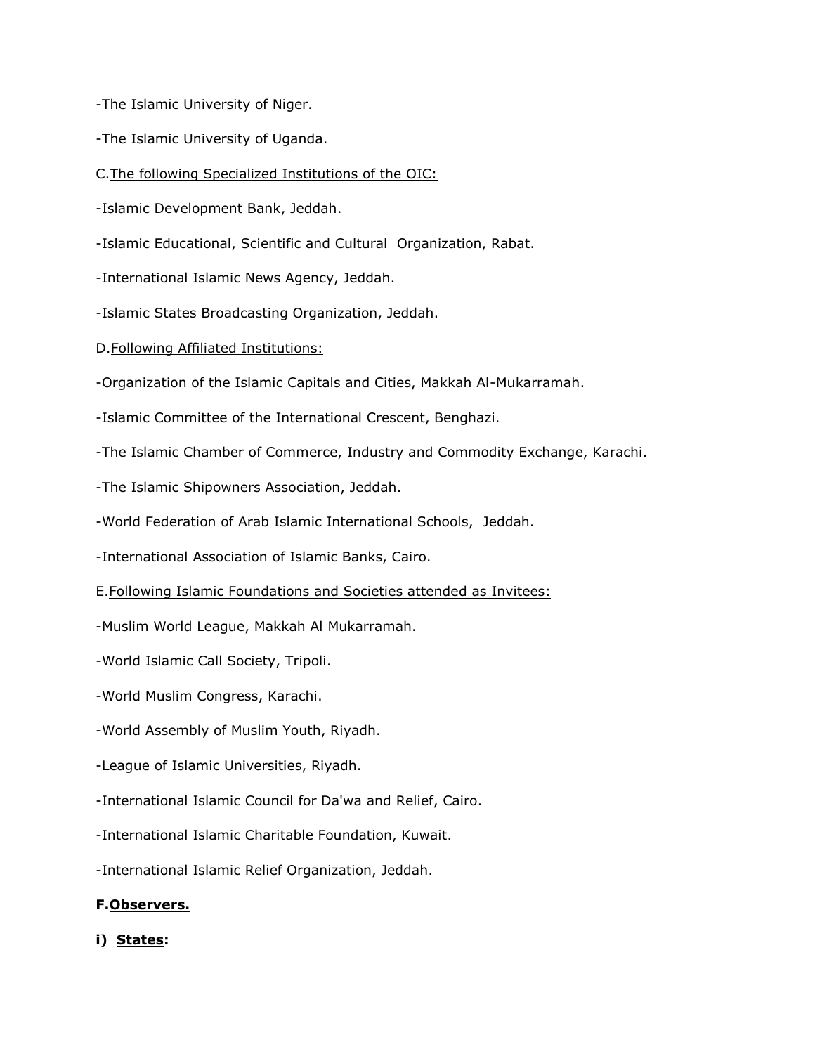-The Islamic University of Niger.

-The Islamic University of Uganda.

C.<u>The following Specialized Institutions of the OIC:</u>

-Islamic Development Bank, Jeddah.

-Islamic Educational, Scientific and Cultural Organization, Rabat.

-International Islamic News Agency, Jeddah.

-Islamic States Broadcasting Organization, Jeddah.

D.<u>Following Affiliated Institutions:</u>

-Organization of the Islamic Capitals and Cities, Makkah Al-Mukarramah.

-Islamic Committee of the International Crescent, Benghazi.

-The Islamic Chamber of Commerce, Industry and Commodity Exchange, Karachi.

-The Islamic Shipowners Association, Jeddah.

-World Federation of Arab Islamic International Schools, Jeddah.

-International Association of Islamic Banks, Cairo.

E.<u>Following Islamic Foundations and Societies attended as Invitees:</u>

-Muslim World League, Makkah Al Mukarramah.

-World Islamic Call Society, Tripoli.

-World Muslim Congress, Karachi.

-World Assembly of Muslim Youth, Riyadh.

-League of Islamic Universities, Riyadh.

-International Islamic Council for Da'wa and Relief, Cairo.

-International Islamic Charitable Foundation, Kuwait.

-International Islamic Relief Organization, Jeddah.

**F.<u>Observers.</u>**

**i) <u>States</u>:**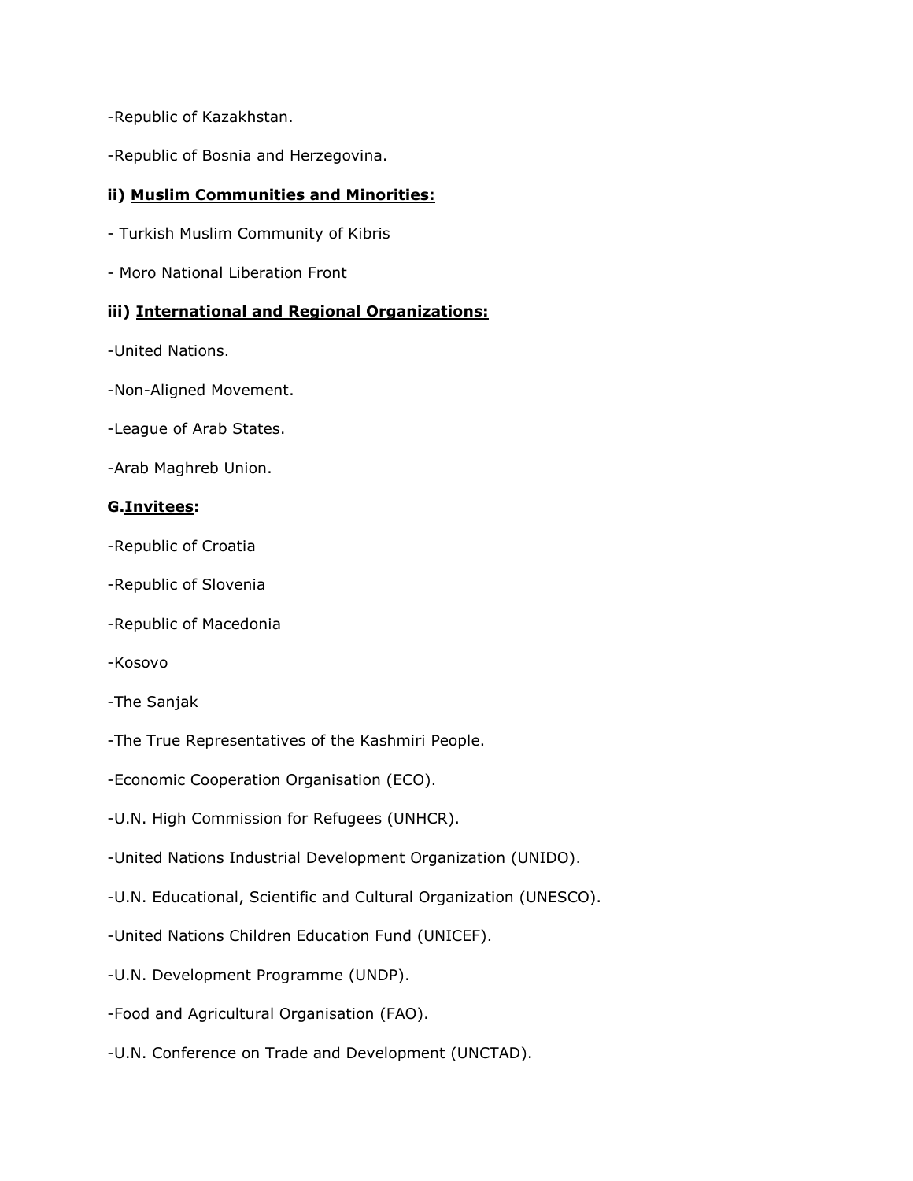-Republic of Kazakhstan.

-Republic of Bosnia and Herzegovina.

**ii) <u>Muslim Communities and Minorities:</u>**

- Turkish Muslim Community of Kibris

- Moro National Liberation Front

**iii) <u>International and Regional Organizations:</u>**

-United Nations.

-Non-Aligned Movement.

-League of Arab States.

-Arab Maghreb Union.

**G.<u>Invitees</u>:**

-Republic of Croatia

-Republic of Slovenia

-Republic of Macedonia

-Kosovo

-The Sanjak

-The True Representatives of the Kashmiri People.

-Economic Cooperation Organisation (ECO).

-U.N. High Commission for Refugees (UNHCR).

-United Nations Industrial Development Organization (UNIDO).

-U.N. Educational, Scientific and Cultural Organization (UNESCO).

-United Nations Children Education Fund (UNICEF).

-U.N. Development Programme (UNDP).

-Food and Agricultural Organisation (FAO).

-U.N. Conference on Trade and Development (UNCTAD).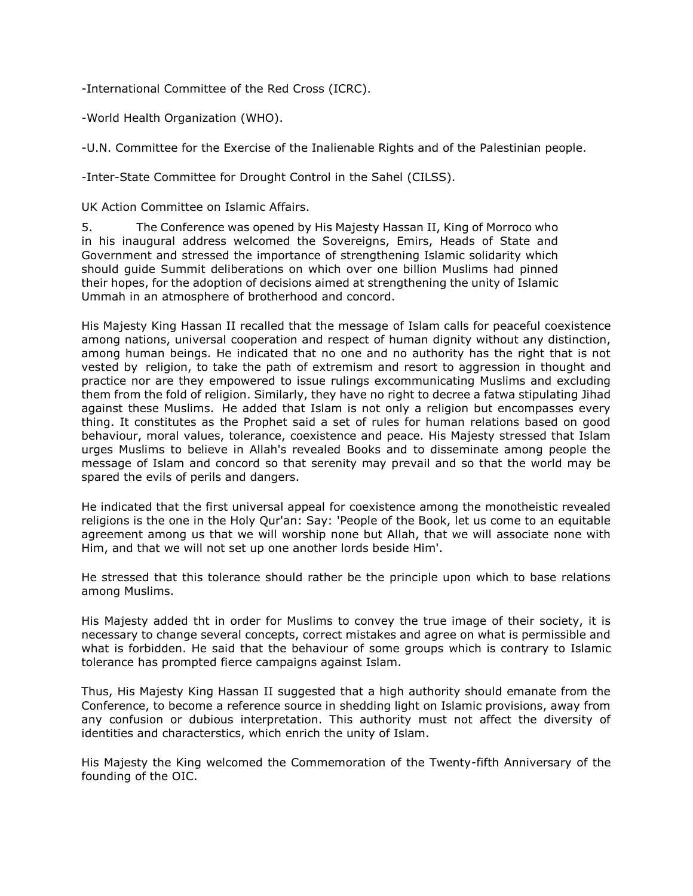-International Committee of the Red Cross (ICRC).

-World Health Organization (WHO).

-U.N. Committee for the Exercise of the Inalienable Rights and of the Palestinian people.

-Inter-State Committee for Drought Control in the Sahel (CILSS).

UK Action Committee on Islamic Affairs.

5. The Conference was opened by His Majesty Hassan II, King of Morroco who in his inaugural address welcomed the Sovereigns, Emirs, Heads of State and Government and stressed the importance of strengthening Islamic solidarity which should guide Summit deliberations on which over one billion Muslims had pinned their hopes, for the adoption of decisions aimed at strengthening the unity of Islamic Ummah in an atmosphere of brotherhood and concord.

His Majesty King Hassan II recalled that the message of Islam calls for peaceful coexistence among nations, universal cooperation and respect of human dignity without any distinction, among human beings. He indicated that no one and no authority has the right that is not vested by religion, to take the path of extremism and resort to aggression in thought and practice nor are they empowered to issue rulings excommunicating Muslims and excluding them from the fold of religion. Similarly, they have no right to decree a fatwa stipulating Jihad against these Muslims. He added that Islam is not only a religion but encompasses every thing. It constitutes as the Prophet said a set of rules for human relations based on good behaviour, moral values, tolerance, coexistence and peace. His Majesty stressed that Islam urges Muslims to believe in Allah's revealed Books and to disseminate among people the message of Islam and concord so that serenity may prevail and so that the world may be spared the evils of perils and dangers.

He indicated that the first universal appeal for coexistence among the monotheistic revealed religions is the one in the Holy Qur'an: Say: 'People of the Book, let us come to an equitable agreement among us that we will worship none but Allah, that we will associate none with Him, and that we will not set up one another lords beside Him'.

He stressed that this tolerance should rather be the principle upon which to base relations among Muslims.

His Majesty added tht in order for Muslims to convey the true image of their society, it is necessary to change several concepts, correct mistakes and agree on what is permissible and what is forbidden. He said that the behaviour of some groups which is contrary to Islamic tolerance has prompted fierce campaigns against Islam.

Thus, His Majesty King Hassan II suggested that a high authority should emanate from the Conference, to become a reference source in shedding light on Islamic provisions, away from any confusion or dubious interpretation. This authority must not affect the diversity of identities and characterstics, which enrich the unity of Islam.

His Majesty the King welcomed the Commemoration of the Twenty-fifth Anniversary of the founding of the OIC.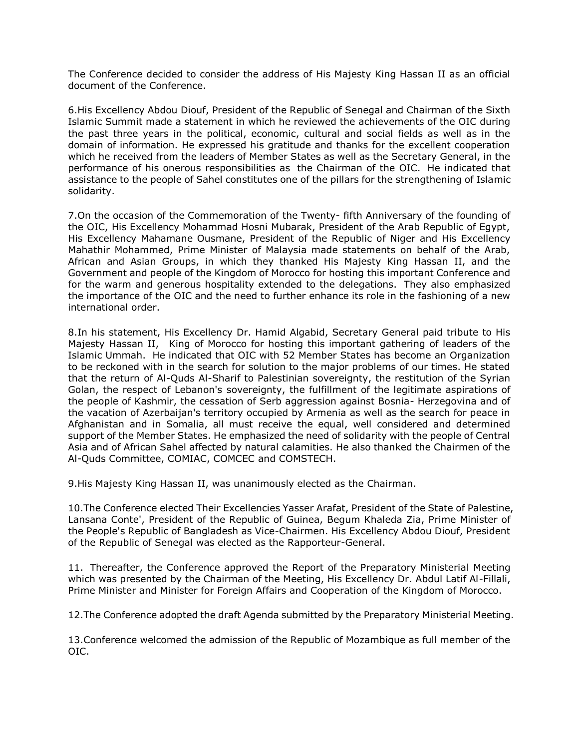The Conference decided to consider the address of His Majesty King Hassan II as an official document of the Conference.

6.His Excellency Abdou Diouf, President of the Republic of Senegal and Chairman of the Sixth Islamic Summit made a statement in which he reviewed the achievements of the OIC during the past three years in the political, economic, cultural and social fields as well as in the domain of information. He expressed his gratitude and thanks for the excellent cooperation which he received from the leaders of Member States as well as the Secretary General, in the performance of his onerous responsibilities as the Chairman of the OIC. He indicated that assistance to the people of Sahel constitutes one of the pillars for the strengthening of Islamic solidarity.

7.On the occasion of the Commemoration of the Twenty- fifth Anniversary of the founding of the OIC, His Excellency Mohammad Hosni Mubarak, President of the Arab Republic of Egypt, His Excellency Mahamane Ousmane, President of the Republic of Niger and His Excellency Mahathir Mohammed, Prime Minister of Malaysia made statements on behalf of the Arab, African and Asian Groups, in which they thanked His Majesty King Hassan II, and the Government and people of the Kingdom of Morocco for hosting this important Conference and for the warm and generous hospitality extended to the delegations. They also emphasized the importance of the OIC and the need to further enhance its role in the fashioning of a new international order.

8.In his statement, His Excellency Dr. Hamid Algabid, Secretary General paid tribute to His Majesty Hassan II, King of Morocco for hosting this important gathering of leaders of the Islamic Ummah. He indicated that OIC with 52 Member States has become an Organization to be reckoned with in the search for solution to the major problems of our times. He stated that the return of Al-Quds Al-Sharif to Palestinian sovereignty, the restitution of the Syrian Golan, the respect of Lebanon's sovereignty, the fulfillment of the legitimate aspirations of the people of Kashmir, the cessation of Serb aggression against Bosnia- Herzegovina and of the vacation of Azerbaijan's territory occupied by Armenia as well as the search for peace in Afghanistan and in Somalia, all must receive the equal, well considered and determined support of the Member States. He emphasized the need of solidarity with the people of Central Asia and of African Sahel affected by natural calamities. He also thanked the Chairmen of the Al-Quds Committee, COMIAC, COMCEC and COMSTECH.

9.His Majesty King Hassan II, was unanimously elected as the Chairman.

10.The Conference elected Their Excellencies Yasser Arafat, President of the State of Palestine, Lansana Conte', President of the Republic of Guinea, Begum Khaleda Zia, Prime Minister of the People's Republic of Bangladesh as Vice-Chairmen. His Excellency Abdou Diouf, President of the Republic of Senegal was elected as the Rapporteur-General.

11. Thereafter, the Conference approved the Report of the Preparatory Ministerial Meeting which was presented by the Chairman of the Meeting, His Excellency Dr. Abdul Latif Al-Fillali, Prime Minister and Minister for Foreign Affairs and Cooperation of the Kingdom of Morocco.

12.The Conference adopted the draft Agenda submitted by the Preparatory Ministerial Meeting.

13.Conference welcomed the admission of the Republic of Mozambique as full member of the OIC.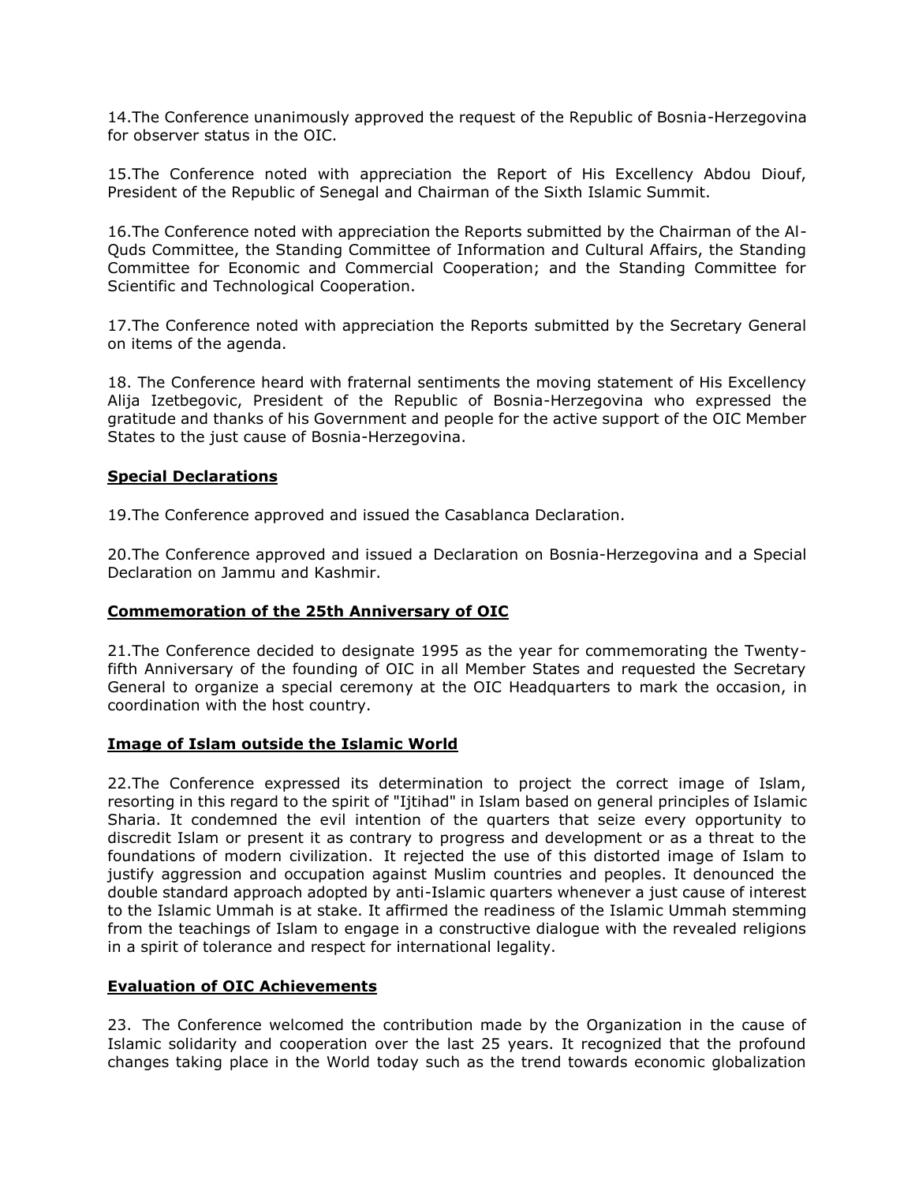14.The Conference unanimously approved the request of the Republic of Bosnia-Herzegovina for observer status in the OIC.

15.The Conference noted with appreciation the Report of His Excellency Abdou Diouf, President of the Republic of Senegal and Chairman of the Sixth Islamic Summit.

16.The Conference noted with appreciation the Reports submitted by the Chairman of the Al-Quds Committee, the Standing Committee of Information and Cultural Affairs, the Standing Committee for Economic and Commercial Cooperation; and the Standing Committee for Scientific and Technological Cooperation.

17.The Conference noted with appreciation the Reports submitted by the Secretary General on items of the agenda.

18. The Conference heard with fraternal sentiments the moving statement of His Excellency Alija Izetbegovic, President of the Republic of Bosnia-Herzegovina who expressed the gratitude and thanks of his Government and people for the active support of the OIC Member States to the just cause of Bosnia-Herzegovina.

**Special Declarations**

19.The Conference approved and issued the Casablanca Declaration.

20.The Conference approved and issued a Declaration on Bosnia-Herzegovina and a Special Declaration on Jammu and Kashmir.

**Commemoration of the 25th Anniversary of OIC**

21.The Conference decided to designate 1995 as the year for commemorating the Twenty-fifth Anniversary of the founding of OIC in all Member States and requested the Secretary General to organize a special ceremony at the OIC Headquarters to mark the occasion, in coordination with the host country.

**Image of Islam outside the Islamic World**

22.The Conference expressed its determination to project the correct image of Islam, resorting in this regard to the spirit of "Ijtihad" in Islam based on general principles of Islamic Sharia. It condemned the evil intention of the quarters that seize every opportunity to discredit Islam or present it as contrary to progress and development or as a threat to the foundations of modern civilization. It rejected the use of this distorted image of Islam to justify aggression and occupation against Muslim countries and peoples. It denounced the double standard approach adopted by anti-Islamic quarters whenever a just cause of interest to the Islamic Ummah is at stake. It affirmed the readiness of the Islamic Ummah stemming from the teachings of Islam to engage in a constructive dialogue with the revealed religions in a spirit of tolerance and respect for international legality.

**Evaluation of OIC Achievements**

23. The Conference welcomed the contribution made by the Organization in the cause of Islamic solidarity and cooperation over the last 25 years. It recognized that the profound changes taking place in the World today such as the trend towards economic globalization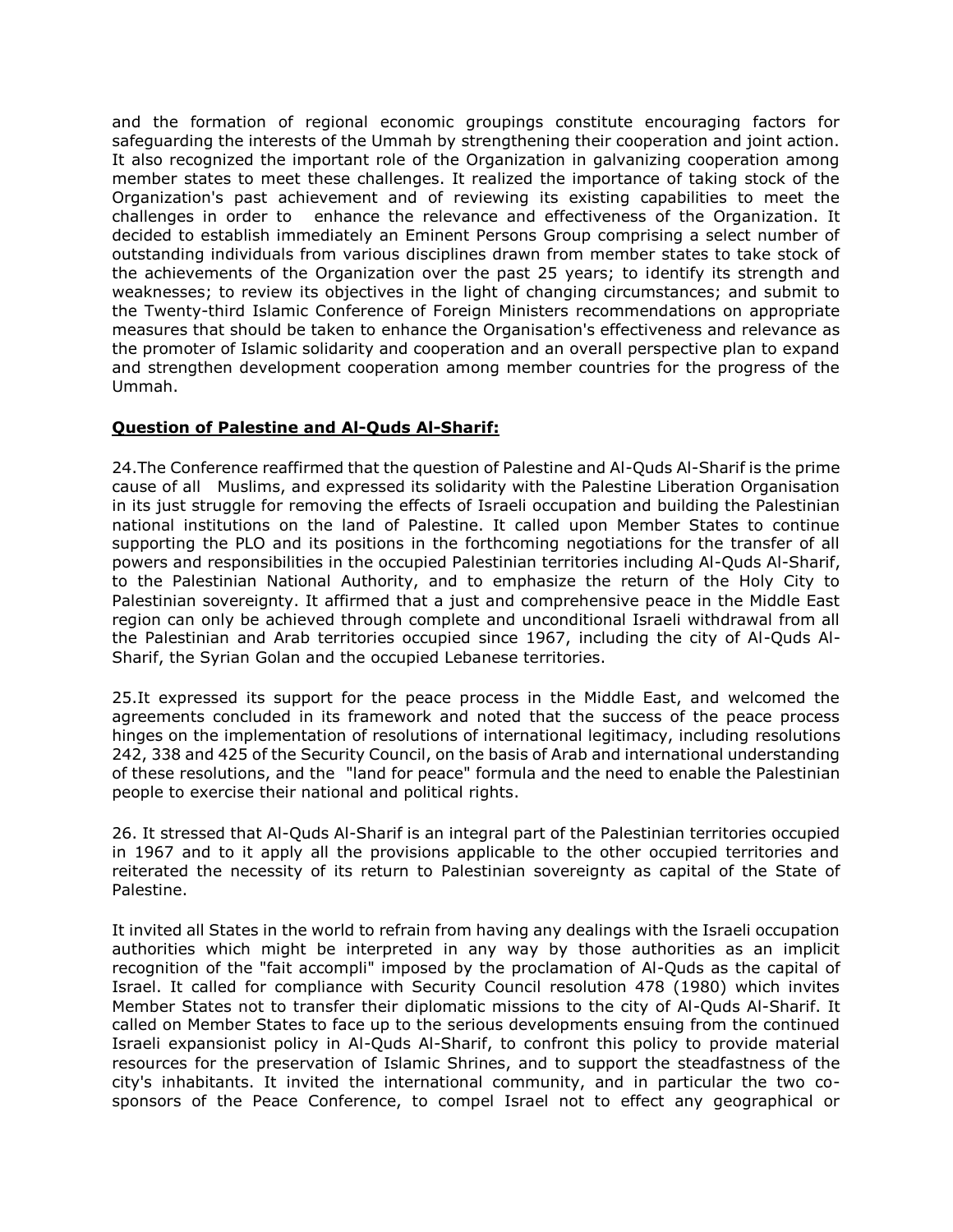and the formation of regional economic groupings constitute encouraging factors for safeguarding the interests of the Ummah by strengthening their cooperation and joint action. It also recognized the important role of the Organization in galvanizing cooperation among member states to meet these challenges. It realized the importance of taking stock of the Organization's past achievement and of reviewing its existing capabilities to meet the challenges in order to enhance the relevance and effectiveness of the Organization. It decided to establish immediately an Eminent Persons Group comprising a select number of outstanding individuals from various disciplines drawn from member states to take stock of the achievements of the Organization over the past 25 years; to identify its strength and weaknesses; to review its objectives in the light of changing circumstances; and submit to the Twenty-third Islamic Conference of Foreign Ministers recommendations on appropriate measures that should be taken to enhance the Organisation's effectiveness and relevance as the promoter of Islamic solidarity and cooperation and an overall perspective plan to expand and strengthen development cooperation among member countries for the progress of the Ummah.

**Question of Palestine and Al-Quds Al-Sharif:**

24.The Conference reaffirmed that the question of Palestine and Al-Quds Al-Sharif is the prime cause of all Muslims, and expressed its solidarity with the Palestine Liberation Organisation in its just struggle for removing the effects of Israeli occupation and building the Palestinian national institutions on the land of Palestine. It called upon Member States to continue supporting the PLO and its positions in the forthcoming negotiations for the transfer of all powers and responsibilities in the occupied Palestinian territories including Al-Quds Al-Sharif, to the Palestinian National Authority, and to emphasize the return of the Holy City to Palestinian sovereignty. It affirmed that a just and comprehensive peace in the Middle East region can only be achieved through complete and unconditional Israeli withdrawal from all the Palestinian and Arab territories occupied since 1967, including the city of Al-Quds Al-Sharif, the Syrian Golan and the occupied Lebanese territories.

25.It expressed its support for the peace process in the Middle East, and welcomed the agreements concluded in its framework and noted that the success of the peace process hinges on the implementation of resolutions of international legitimacy, including resolutions 242, 338 and 425 of the Security Council, on the basis of Arab and international understanding of these resolutions, and the "land for peace" formula and the need to enable the Palestinian people to exercise their national and political rights.

26. It stressed that Al-Quds Al-Sharif is an integral part of the Palestinian territories occupied in 1967 and to it apply all the provisions applicable to the other occupied territories and reiterated the necessity of its return to Palestinian sovereignty as capital of the State of Palestine.

It invited all States in the world to refrain from having any dealings with the Israeli occupation authorities which might be interpreted in any way by those authorities as an implicit recognition of the "fait accompli" imposed by the proclamation of Al-Quds as the capital of Israel. It called for compliance with Security Council resolution 478 (1980) which invites Member States not to transfer their diplomatic missions to the city of Al-Quds Al-Sharif. It called on Member States to face up to the serious developments ensuing from the continued Israeli expansionist policy in Al-Quds Al-Sharif, to confront this policy to provide material resources for the preservation of Islamic Shrines, and to support the steadfastness of the city's inhabitants. It invited the international community, and in particular the two co-sponsors of the Peace Conference, to compel Israel not to effect any geographical or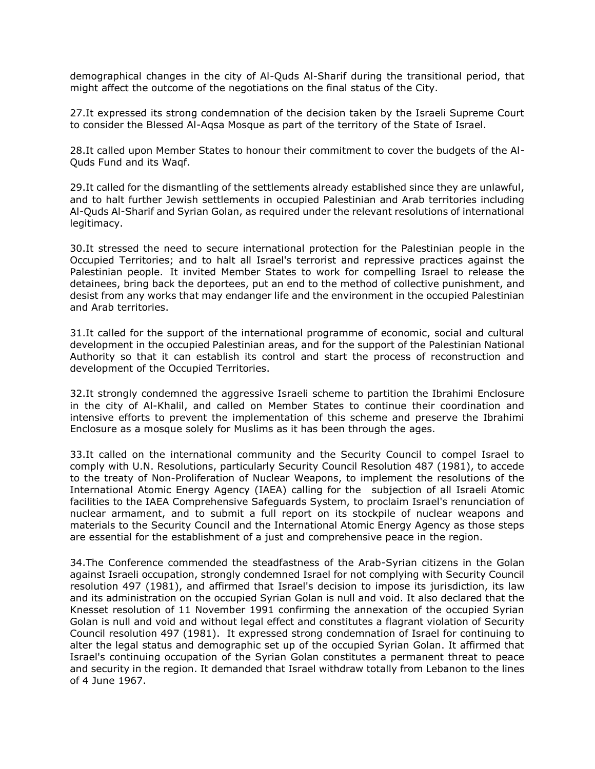demographical changes in the city of Al-Quds Al-Sharif during the transitional period, that might affect the outcome of the negotiations on the final status of the City.

27.It expressed its strong condemnation of the decision taken by the Israeli Supreme Court to consider the Blessed Al-Aqsa Mosque as part of the territory of the State of Israel.

28.It called upon Member States to honour their commitment to cover the budgets of the Al-Quds Fund and its Waqf.

29.It called for the dismantling of the settlements already established since they are unlawful, and to halt further Jewish settlements in occupied Palestinian and Arab territories including Al-Quds Al-Sharif and Syrian Golan, as required under the relevant resolutions of international legitimacy.

30.It stressed the need to secure international protection for the Palestinian people in the Occupied Territories; and to halt all Israel's terrorist and repressive practices against the Palestinian people. It invited Member States to work for compelling Israel to release the detainees, bring back the deportees, put an end to the method of collective punishment, and desist from any works that may endanger life and the environment in the occupied Palestinian and Arab territories.

31.It called for the support of the international programme of economic, social and cultural development in the occupied Palestinian areas, and for the support of the Palestinian National Authority so that it can establish its control and start the process of reconstruction and development of the Occupied Territories.

32.It strongly condemned the aggressive Israeli scheme to partition the Ibrahimi Enclosure in the city of Al-Khalil, and called on Member States to continue their coordination and intensive efforts to prevent the implementation of this scheme and preserve the Ibrahimi Enclosure as a mosque solely for Muslims as it has been through the ages.

33.It called on the international community and the Security Council to compel Israel to comply with U.N. Resolutions, particularly Security Council Resolution 487 (1981), to accede to the treaty of Non-Proliferation of Nuclear Weapons, to implement the resolutions of the International Atomic Energy Agency (IAEA) calling for the subjection of all Israeli Atomic facilities to the IAEA Comprehensive Safeguards System, to proclaim Israel's renunciation of nuclear armament, and to submit a full report on its stockpile of nuclear weapons and materials to the Security Council and the International Atomic Energy Agency as those steps are essential for the establishment of a just and comprehensive peace in the region.

34.The Conference commended the steadfastness of the Arab-Syrian citizens in the Golan against Israeli occupation, strongly condemned Israel for not complying with Security Council resolution 497 (1981), and affirmed that Israel's decision to impose its jurisdiction, its law and its administration on the occupied Syrian Golan is null and void. It also declared that the Knesset resolution of 11 November 1991 confirming the annexation of the occupied Syrian Golan is null and void and without legal effect and constitutes a flagrant violation of Security Council resolution 497 (1981). It expressed strong condemnation of Israel for continuing to alter the legal status and demographic set up of the occupied Syrian Golan. It affirmed that Israel's continuing occupation of the Syrian Golan constitutes a permanent threat to peace and security in the region. It demanded that Israel withdraw totally from Lebanon to the lines of 4 June 1967.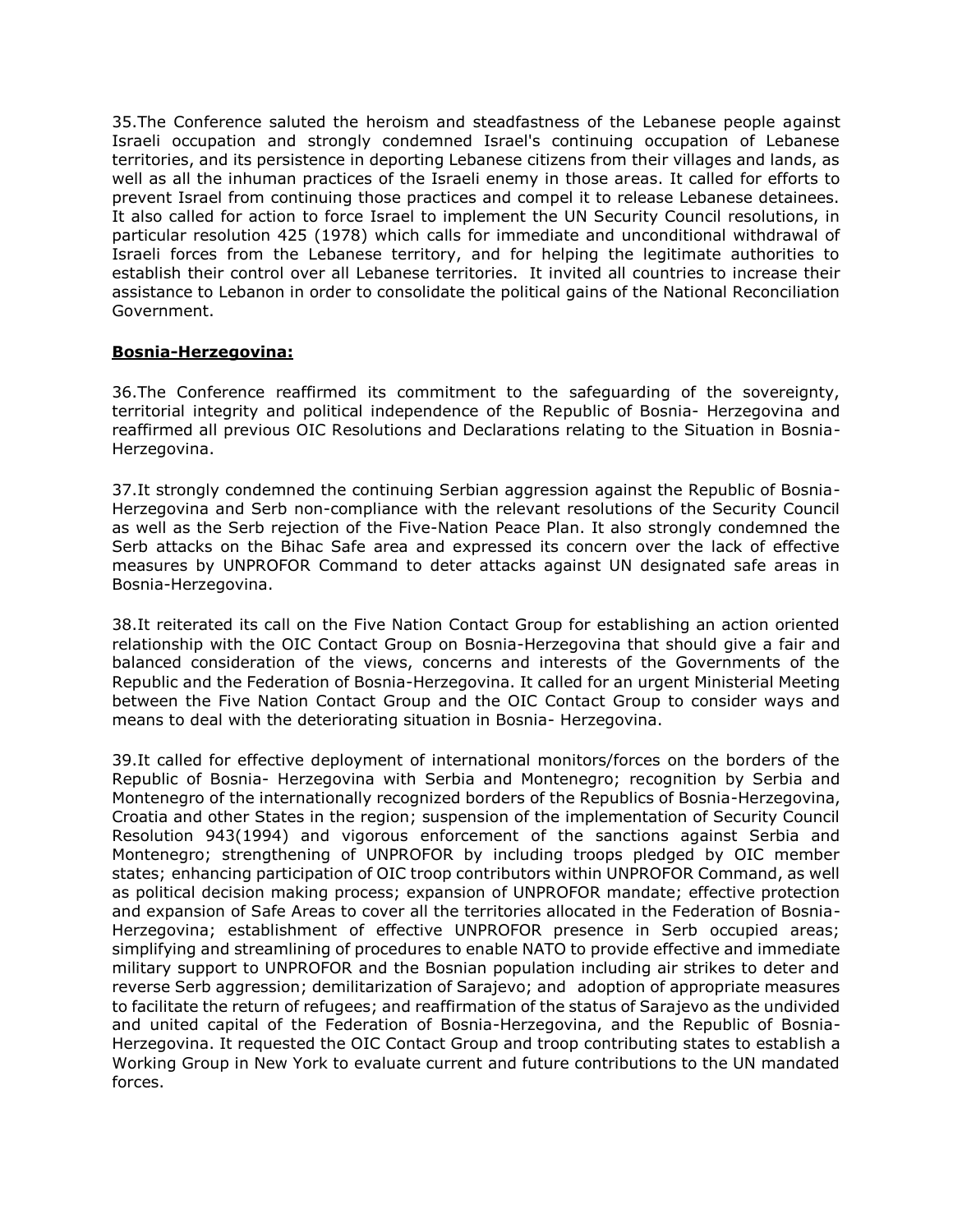35.The Conference saluted the heroism and steadfastness of the Lebanese people against Israeli occupation and strongly condemned Israel's continuing occupation of Lebanese territories, and its persistence in deporting Lebanese citizens from their villages and lands, as well as all the inhuman practices of the Israeli enemy in those areas. It called for efforts to prevent Israel from continuing those practices and compel it to release Lebanese detainees. It also called for action to force Israel to implement the UN Security Council resolutions, in particular resolution 425 (1978) which calls for immediate and unconditional withdrawal of Israeli forces from the Lebanese territory, and for helping the legitimate authorities to establish their control over all Lebanese territories. It invited all countries to increase their assistance to Lebanon in order to consolidate the political gains of the National Reconciliation Government.

**Bosnia-Herzegovina:**

36.The Conference reaffirmed its commitment to the safeguarding of the sovereignty, territorial integrity and political independence of the Republic of Bosnia- Herzegovina and reaffirmed all previous OIC Resolutions and Declarations relating to the Situation in Bosnia-Herzegovina.

37.It strongly condemned the continuing Serbian aggression against the Republic of Bosnia-Herzegovina and Serb non-compliance with the relevant resolutions of the Security Council as well as the Serb rejection of the Five-Nation Peace Plan. It also strongly condemned the Serb attacks on the Bihac Safe area and expressed its concern over the lack of effective measures by UNPROFOR Command to deter attacks against UN designated safe areas in Bosnia-Herzegovina.

38.It reiterated its call on the Five Nation Contact Group for establishing an action oriented relationship with the OIC Contact Group on Bosnia-Herzegovina that should give a fair and balanced consideration of the views, concerns and interests of the Governments of the Republic and the Federation of Bosnia-Herzegovina. It called for an urgent Ministerial Meeting between the Five Nation Contact Group and the OIC Contact Group to consider ways and means to deal with the deteriorating situation in Bosnia- Herzegovina.

39.It called for effective deployment of international monitors/forces on the borders of the Republic of Bosnia- Herzegovina with Serbia and Montenegro; recognition by Serbia and Montenegro of the internationally recognized borders of the Republics of Bosnia-Herzegovina, Croatia and other States in the region; suspension of the implementation of Security Council Resolution 943(1994) and vigorous enforcement of the sanctions against Serbia and Montenegro; strengthening of UNPROFOR by including troops pledged by OIC member states; enhancing participation of OIC troop contributors within UNPROFOR Command, as well as political decision making process; expansion of UNPROFOR mandate; effective protection and expansion of Safe Areas to cover all the territories allocated in the Federation of Bosnia-Herzegovina; establishment of effective UNPROFOR presence in Serb occupied areas; simplifying and streamlining of procedures to enable NATO to provide effective and immediate military support to UNPROFOR and the Bosnian population including air strikes to deter and reverse Serb aggression; demilitarization of Sarajevo; and adoption of appropriate measures to facilitate the return of refugees; and reaffirmation of the status of Sarajevo as the undivided and united capital of the Federation of Bosnia-Herzegovina, and the Republic of Bosnia-Herzegovina. It requested the OIC Contact Group and troop contributing states to establish a Working Group in New York to evaluate current and future contributions to the UN mandated forces.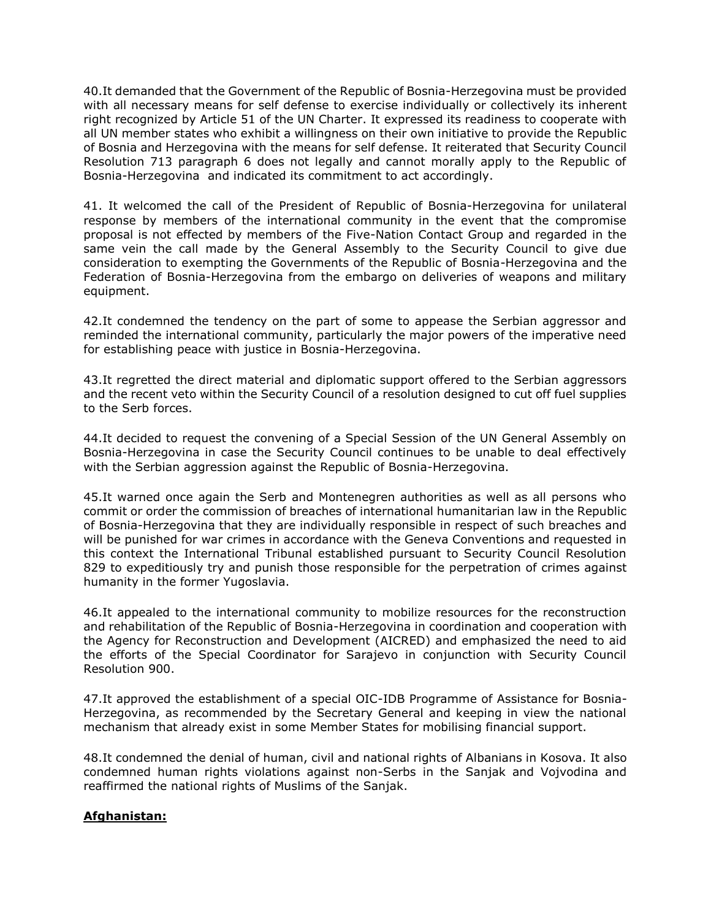40.It demanded that the Government of the Republic of Bosnia-Herzegovina must be provided with all necessary means for self defense to exercise individually or collectively its inherent right recognized by Article 51 of the UN Charter. It expressed its readiness to cooperate with all UN member states who exhibit a willingness on their own initiative to provide the Republic of Bosnia and Herzegovina with the means for self defense. It reiterated that Security Council Resolution 713 paragraph 6 does not legally and cannot morally apply to the Republic of Bosnia-Herzegovina and indicated its commitment to act accordingly.

41. It welcomed the call of the President of Republic of Bosnia-Herzegovina for unilateral response by members of the international community in the event that the compromise proposal is not effected by members of the Five-Nation Contact Group and regarded in the same vein the call made by the General Assembly to the Security Council to give due consideration to exempting the Governments of the Republic of Bosnia-Herzegovina and the Federation of Bosnia-Herzegovina from the embargo on deliveries of weapons and military equipment.

42.It condemned the tendency on the part of some to appease the Serbian aggressor and reminded the international community, particularly the major powers of the imperative need for establishing peace with justice in Bosnia-Herzegovina.

43.It regretted the direct material and diplomatic support offered to the Serbian aggressors and the recent veto within the Security Council of a resolution designed to cut off fuel supplies to the Serb forces.

44.It decided to request the convening of a Special Session of the UN General Assembly on Bosnia-Herzegovina in case the Security Council continues to be unable to deal effectively with the Serbian aggression against the Republic of Bosnia-Herzegovina.

45.It warned once again the Serb and Montenegren authorities as well as all persons who commit or order the commission of breaches of international humanitarian law in the Republic of Bosnia-Herzegovina that they are individually responsible in respect of such breaches and will be punished for war crimes in accordance with the Geneva Conventions and requested in this context the International Tribunal established pursuant to Security Council Resolution 829 to expeditiously try and punish those responsible for the perpetration of crimes against humanity in the former Yugoslavia.

46.It appealed to the international community to mobilize resources for the reconstruction and rehabilitation of the Republic of Bosnia-Herzegovina in coordination and cooperation with the Agency for Reconstruction and Development (AICRED) and emphasized the need to aid the efforts of the Special Coordinator for Sarajevo in conjunction with Security Council Resolution 900.

47.It approved the establishment of a special OIC-IDB Programme of Assistance for Bosnia-Herzegovina, as recommended by the Secretary General and keeping in view the national mechanism that already exist in some Member States for mobilising financial support.

48.It condemned the denial of human, civil and national rights of Albanians in Kosova. It also condemned human rights violations against non-Serbs in the Sanjak and Vojvodina and reaffirmed the national rights of Muslims of the Sanjak.

**Afghanistan:**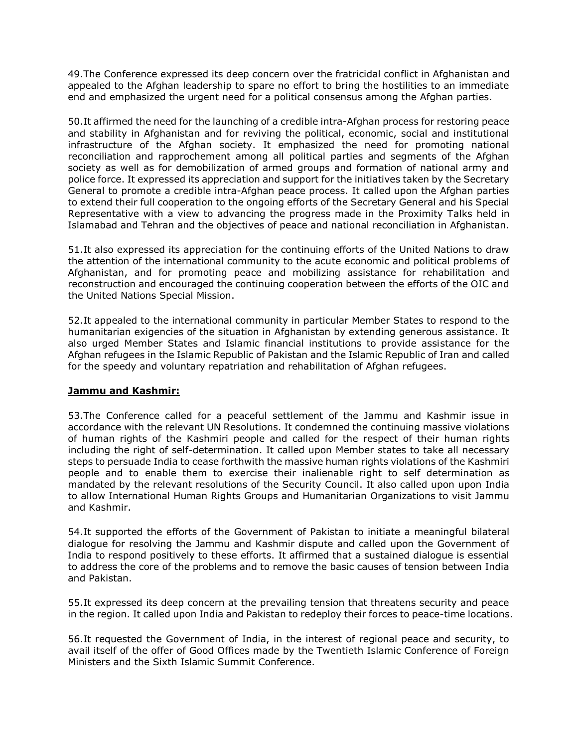49.The Conference expressed its deep concern over the fratricidal conflict in Afghanistan and appealed to the Afghan leadership to spare no effort to bring the hostilities to an immediate end and emphasized the urgent need for a political consensus among the Afghan parties.

50.It affirmed the need for the launching of a credible intra-Afghan process for restoring peace and stability in Afghanistan and for reviving the political, economic, social and institutional infrastructure of the Afghan society. It emphasized the need for promoting national reconciliation and rapprochement among all political parties and segments of the Afghan society as well as for demobilization of armed groups and formation of national army and police force. It expressed its appreciation and support for the initiatives taken by the Secretary General to promote a credible intra-Afghan peace process. It called upon the Afghan parties to extend their full cooperation to the ongoing efforts of the Secretary General and his Special Representative with a view to advancing the progress made in the Proximity Talks held in Islamabad and Tehran and the objectives of peace and national reconciliation in Afghanistan.

51.It also expressed its appreciation for the continuing efforts of the United Nations to draw the attention of the international community to the acute economic and political problems of Afghanistan, and for promoting peace and mobilizing assistance for rehabilitation and reconstruction and encouraged the continuing cooperation between the efforts of the OIC and the United Nations Special Mission.

52.It appealed to the international community in particular Member States to respond to the humanitarian exigencies of the situation in Afghanistan by extending generous assistance. It also urged Member States and Islamic financial institutions to provide assistance for the Afghan refugees in the Islamic Republic of Pakistan and the Islamic Republic of Iran and called for the speedy and voluntary repatriation and rehabilitation of Afghan refugees.

**Jammu and Kashmir:**

53.The Conference called for a peaceful settlement of the Jammu and Kashmir issue in accordance with the relevant UN Resolutions. It condemned the continuing massive violations of human rights of the Kashmiri people and called for the respect of their human rights including the right of self-determination. It called upon Member states to take all necessary steps to persuade India to cease forthwith the massive human rights violations of the Kashmiri people and to enable them to exercise their inalienable right to self determination as mandated by the relevant resolutions of the Security Council. It also called upon upon India to allow International Human Rights Groups and Humanitarian Organizations to visit Jammu and Kashmir.

54.It supported the efforts of the Government of Pakistan to initiate a meaningful bilateral dialogue for resolving the Jammu and Kashmir dispute and called upon the Government of India to respond positively to these efforts. It affirmed that a sustained dialogue is essential to address the core of the problems and to remove the basic causes of tension between India and Pakistan.

55.It expressed its deep concern at the prevailing tension that threatens security and peace in the region. It called upon India and Pakistan to redeploy their forces to peace-time locations.

56.It requested the Government of India, in the interest of regional peace and security, to avail itself of the offer of Good Offices made by the Twentieth Islamic Conference of Foreign Ministers and the Sixth Islamic Summit Conference.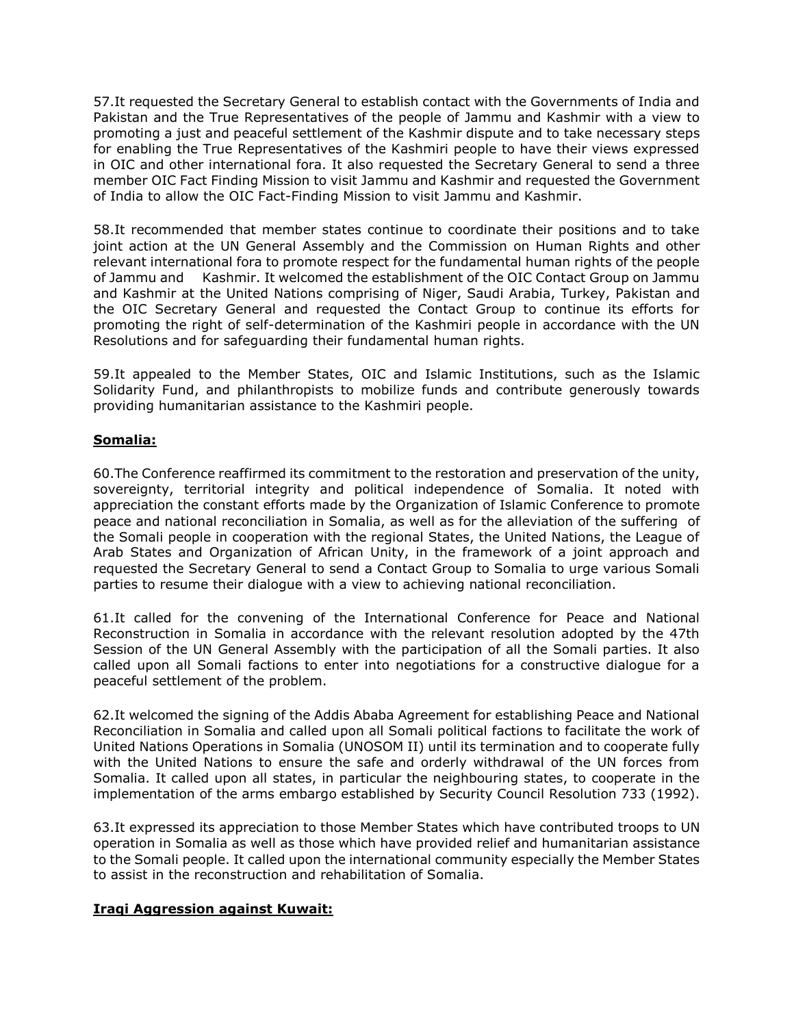57.It requested the Secretary General to establish contact with the Governments of India and Pakistan and the True Representatives of the people of Jammu and Kashmir with a view to promoting a just and peaceful settlement of the Kashmir dispute and to take necessary steps for enabling the True Representatives of the Kashmiri people to have their views expressed in OIC and other international fora. It also requested the Secretary General to send a three member OIC Fact Finding Mission to visit Jammu and Kashmir and requested the Government of India to allow the OIC Fact-Finding Mission to visit Jammu and Kashmir.

58.It recommended that member states continue to coordinate their positions and to take joint action at the UN General Assembly and the Commission on Human Rights and other relevant international fora to promote respect for the fundamental human rights of the people of Jammu and Kashmir. It welcomed the establishment of the OIC Contact Group on Jammu and Kashmir at the United Nations comprising of Niger, Saudi Arabia, Turkey, Pakistan and the OIC Secretary General and requested the Contact Group to continue its efforts for promoting the right of self-determination of the Kashmiri people in accordance with the UN Resolutions and for safeguarding their fundamental human rights.

59.It appealed to the Member States, OIC and Islamic Institutions, such as the Islamic Solidarity Fund, and philanthropists to mobilize funds and contribute generously towards providing humanitarian assistance to the Kashmiri people.

**Somalia:**

60.The Conference reaffirmed its commitment to the restoration and preservation of the unity, sovereignty, territorial integrity and political independence of Somalia. It noted with appreciation the constant efforts made by the Organization of Islamic Conference to promote peace and national reconciliation in Somalia, as well as for the alleviation of the suffering of the Somali people in cooperation with the regional States, the United Nations, the League of Arab States and Organization of African Unity, in the framework of a joint approach and requested the Secretary General to send a Contact Group to Somalia to urge various Somali parties to resume their dialogue with a view to achieving national reconciliation.

61.It called for the convening of the International Conference for Peace and National Reconstruction in Somalia in accordance with the relevant resolution adopted by the 47th Session of the UN General Assembly with the participation of all the Somali parties. It also called upon all Somali factions to enter into negotiations for a constructive dialogue for a peaceful settlement of the problem.

62.It welcomed the signing of the Addis Ababa Agreement for establishing Peace and National Reconciliation in Somalia and called upon all Somali political factions to facilitate the work of United Nations Operations in Somalia (UNOSOM II) until its termination and to cooperate fully with the United Nations to ensure the safe and orderly withdrawal of the UN forces from Somalia. It called upon all states, in particular the neighbouring states, to cooperate in the implementation of the arms embargo established by Security Council Resolution 733 (1992).

63.It expressed its appreciation to those Member States which have contributed troops to UN operation in Somalia as well as those which have provided relief and humanitarian assistance to the Somali people. It called upon the international community especially the Member States to assist in the reconstruction and rehabilitation of Somalia.

**Iraqi Aggression against Kuwait:**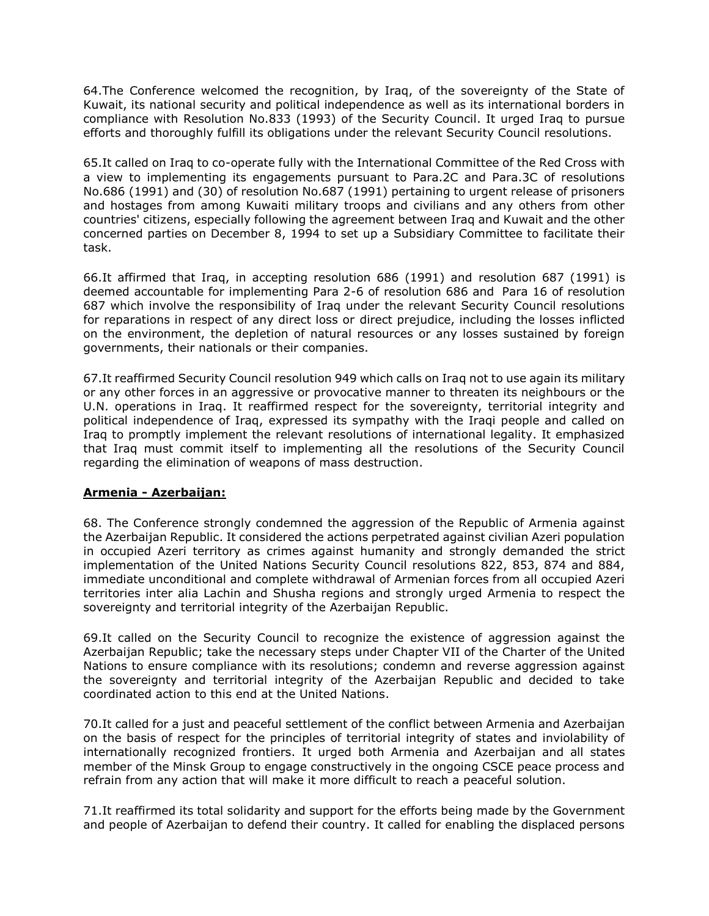64.The Conference welcomed the recognition, by Iraq, of the sovereignty of the State of Kuwait, its national security and political independence as well as its international borders in compliance with Resolution No.833 (1993) of the Security Council. It urged Iraq to pursue efforts and thoroughly fulfill its obligations under the relevant Security Council resolutions.

65.It called on Iraq to co-operate fully with the International Committee of the Red Cross with a view to implementing its engagements pursuant to Para.2C and Para.3C of resolutions No.686 (1991) and (30) of resolution No.687 (1991) pertaining to urgent release of prisoners and hostages from among Kuwaiti military troops and civilians and any others from other countries' citizens, especially following the agreement between Iraq and Kuwait and the other concerned parties on December 8, 1994 to set up a Subsidiary Committee to facilitate their task.

66.It affirmed that Iraq, in accepting resolution 686 (1991) and resolution 687 (1991) is deemed accountable for implementing Para 2-6 of resolution 686 and Para 16 of resolution 687 which involve the responsibility of Iraq under the relevant Security Council resolutions for reparations in respect of any direct loss or direct prejudice, including the losses inflicted on the environment, the depletion of natural resources or any losses sustained by foreign governments, their nationals or their companies.

67.It reaffirmed Security Council resolution 949 which calls on Iraq not to use again its military or any other forces in an aggressive or provocative manner to threaten its neighbours or the U.N. operations in Iraq. It reaffirmed respect for the sovereignty, territorial integrity and political independence of Iraq, expressed its sympathy with the Iraqi people and called on Iraq to promptly implement the relevant resolutions of international legality. It emphasized that Iraq must commit itself to implementing all the resolutions of the Security Council regarding the elimination of weapons of mass destruction.

**Armenia - Azerbaijan:**

68. The Conference strongly condemned the aggression of the Republic of Armenia against the Azerbaijan Republic. It considered the actions perpetrated against civilian Azeri population in occupied Azeri territory as crimes against humanity and strongly demanded the strict implementation of the United Nations Security Council resolutions 822, 853, 874 and 884, immediate unconditional and complete withdrawal of Armenian forces from all occupied Azeri territories inter alia Lachin and Shusha regions and strongly urged Armenia to respect the sovereignty and territorial integrity of the Azerbaijan Republic.

69.It called on the Security Council to recognize the existence of aggression against the Azerbaijan Republic; take the necessary steps under Chapter VII of the Charter of the United Nations to ensure compliance with its resolutions; condemn and reverse aggression against the sovereignty and territorial integrity of the Azerbaijan Republic and decided to take coordinated action to this end at the United Nations.

70.It called for a just and peaceful settlement of the conflict between Armenia and Azerbaijan on the basis of respect for the principles of territorial integrity of states and inviolability of internationally recognized frontiers. It urged both Armenia and Azerbaijan and all states member of the Minsk Group to engage constructively in the ongoing CSCE peace process and refrain from any action that will make it more difficult to reach a peaceful solution.

71.It reaffirmed its total solidarity and support for the efforts being made by the Government and people of Azerbaijan to defend their country. It called for enabling the displaced persons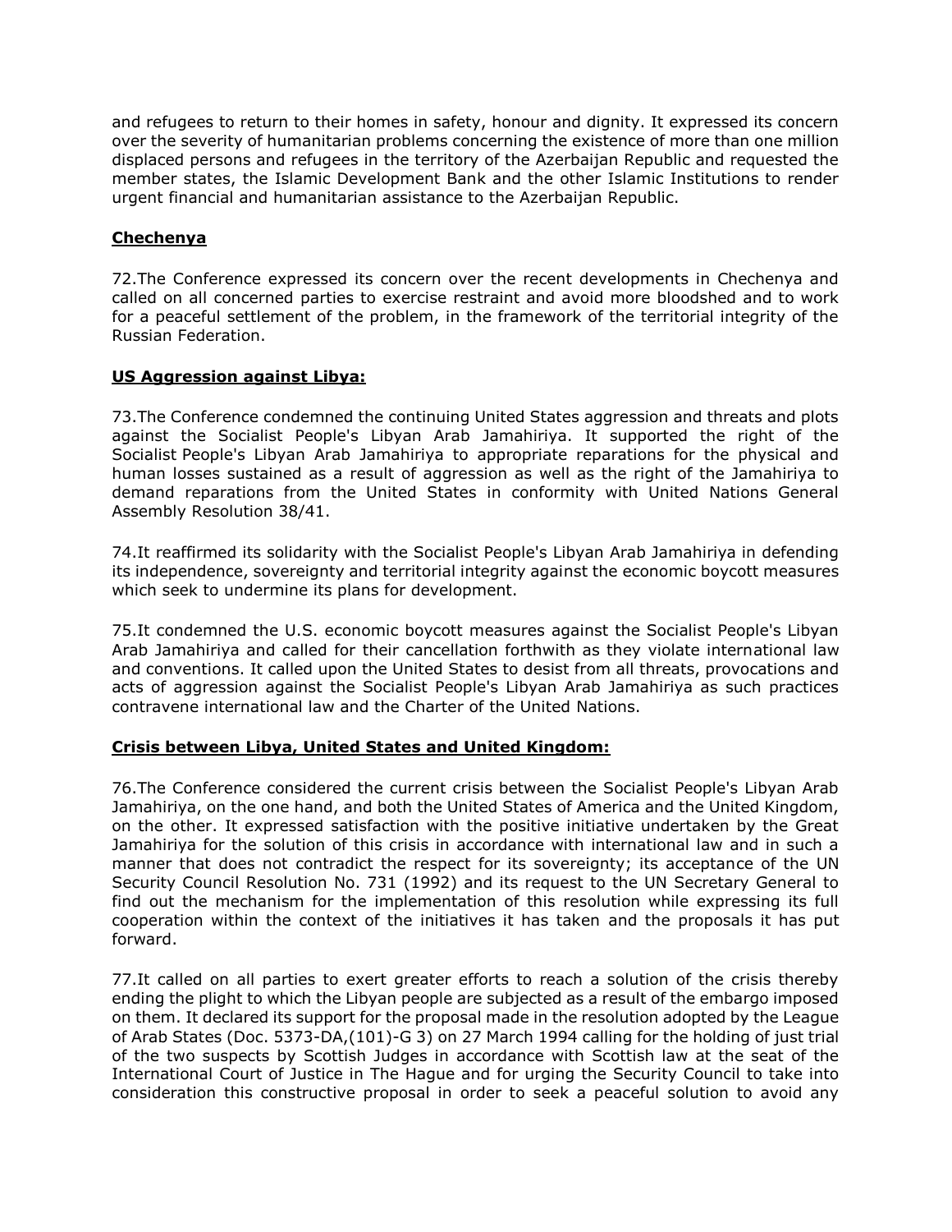and refugees to return to their homes in safety, honour and dignity. It expressed its concern over the severity of humanitarian problems concerning the existence of more than one million displaced persons and refugees in the territory of the Azerbaijan Republic and requested the member states, the Islamic Development Bank and the other Islamic Institutions to render urgent financial and humanitarian assistance to the Azerbaijan Republic.

**Chechenya**

72.The Conference expressed its concern over the recent developments in Chechenya and called on all concerned parties to exercise restraint and avoid more bloodshed and to work for a peaceful settlement of the problem, in the framework of the territorial integrity of the Russian Federation.

**US Aggression against Libya:**

73.The Conference condemned the continuing United States aggression and threats and plots against the Socialist People's Libyan Arab Jamahiriya. It supported the right of the Socialist People's Libyan Arab Jamahiriya to appropriate reparations for the physical and human losses sustained as a result of aggression as well as the right of the Jamahiriya to demand reparations from the United States in conformity with United Nations General Assembly Resolution 38/41.

74.It reaffirmed its solidarity with the Socialist People's Libyan Arab Jamahiriya in defending its independence, sovereignty and territorial integrity against the economic boycott measures which seek to undermine its plans for development.

75.It condemned the U.S. economic boycott measures against the Socialist People's Libyan Arab Jamahiriya and called for their cancellation forthwith as they violate international law and conventions. It called upon the United States to desist from all threats, provocations and acts of aggression against the Socialist People's Libyan Arab Jamahiriya as such practices contravene international law and the Charter of the United Nations.

**Crisis between Libya, United States and United Kingdom:**

76.The Conference considered the current crisis between the Socialist People's Libyan Arab Jamahiriya, on the one hand, and both the United States of America and the United Kingdom, on the other. It expressed satisfaction with the positive initiative undertaken by the Great Jamahiriya for the solution of this crisis in accordance with international law and in such a manner that does not contradict the respect for its sovereignty; its acceptance of the UN Security Council Resolution No. 731 (1992) and its request to the UN Secretary General to find out the mechanism for the implementation of this resolution while expressing its full cooperation within the context of the initiatives it has taken and the proposals it has put forward.

77.It called on all parties to exert greater efforts to reach a solution of the crisis thereby ending the plight to which the Libyan people are subjected as a result of the embargo imposed on them. It declared its support for the proposal made in the resolution adopted by the League of Arab States (Doc. 5373-DA,(101)-G 3) on 27 March 1994 calling for the holding of just trial of the two suspects by Scottish Judges in accordance with Scottish law at the seat of the International Court of Justice in The Hague and for urging the Security Council to take into consideration this constructive proposal in order to seek a peaceful solution to avoid any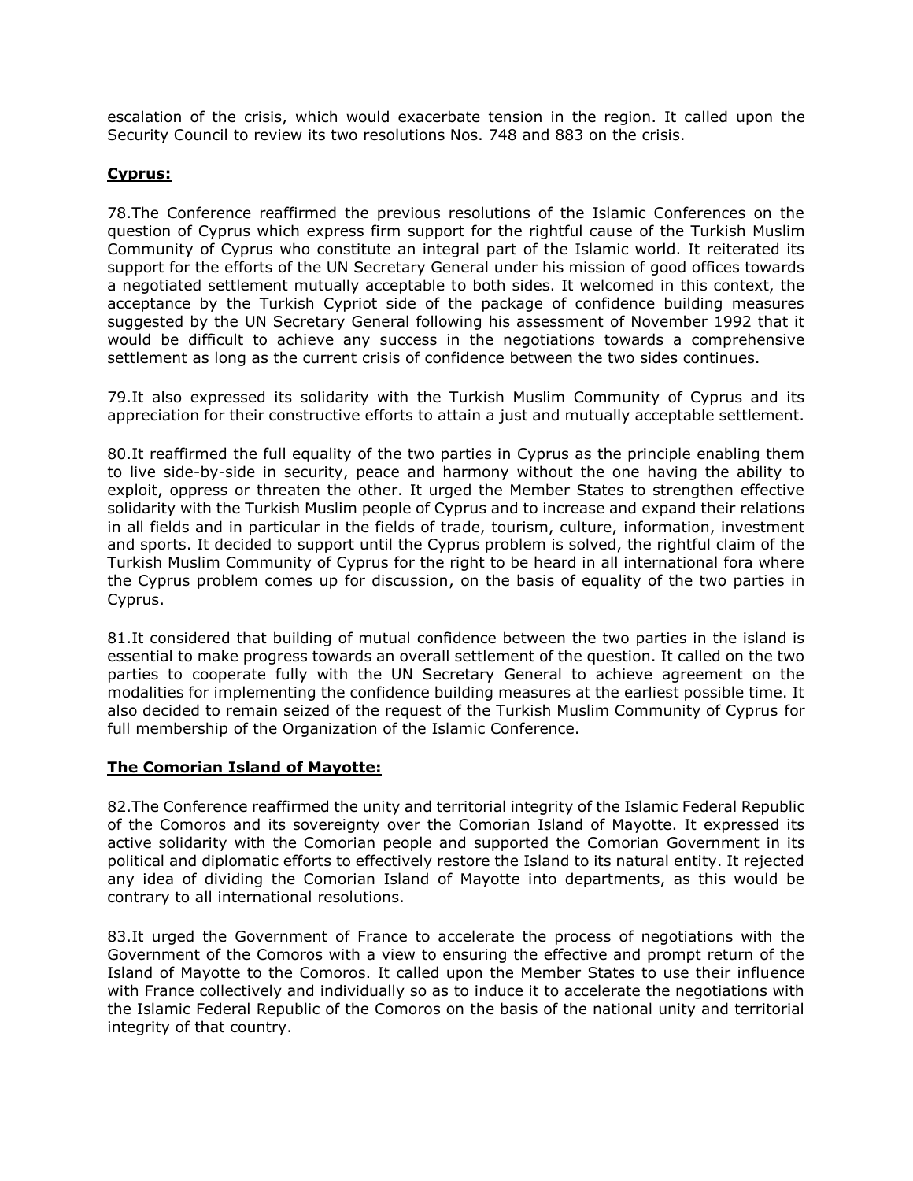escalation of the crisis, which would exacerbate tension in the region. It called upon the Security Council to review its two resolutions Nos. 748 and 883 on the crisis.

**Cyprus:**

78.The Conference reaffirmed the previous resolutions of the Islamic Conferences on the question of Cyprus which express firm support for the rightful cause of the Turkish Muslim Community of Cyprus who constitute an integral part of the Islamic world. It reiterated its support for the efforts of the UN Secretary General under his mission of good offices towards a negotiated settlement mutually acceptable to both sides. It welcomed in this context, the acceptance by the Turkish Cypriot side of the package of confidence building measures suggested by the UN Secretary General following his assessment of November 1992 that it would be difficult to achieve any success in the negotiations towards a comprehensive settlement as long as the current crisis of confidence between the two sides continues.

79.It also expressed its solidarity with the Turkish Muslim Community of Cyprus and its appreciation for their constructive efforts to attain a just and mutually acceptable settlement.

80.It reaffirmed the full equality of the two parties in Cyprus as the principle enabling them to live side-by-side in security, peace and harmony without the one having the ability to exploit, oppress or threaten the other. It urged the Member States to strengthen effective solidarity with the Turkish Muslim people of Cyprus and to increase and expand their relations in all fields and in particular in the fields of trade, tourism, culture, information, investment and sports. It decided to support until the Cyprus problem is solved, the rightful claim of the Turkish Muslim Community of Cyprus for the right to be heard in all international fora where the Cyprus problem comes up for discussion, on the basis of equality of the two parties in Cyprus.

81.It considered that building of mutual confidence between the two parties in the island is essential to make progress towards an overall settlement of the question. It called on the two parties to cooperate fully with the UN Secretary General to achieve agreement on the modalities for implementing the confidence building measures at the earliest possible time. It also decided to remain seized of the request of the Turkish Muslim Community of Cyprus for full membership of the Organization of the Islamic Conference.

**The Comorian Island of Mayotte:**

82.The Conference reaffirmed the unity and territorial integrity of the Islamic Federal Republic of the Comoros and its sovereignty over the Comorian Island of Mayotte. It expressed its active solidarity with the Comorian people and supported the Comorian Government in its political and diplomatic efforts to effectively restore the Island to its natural entity. It rejected any idea of dividing the Comorian Island of Mayotte into departments, as this would be contrary to all international resolutions.

83.It urged the Government of France to accelerate the process of negotiations with the Government of the Comoros with a view to ensuring the effective and prompt return of the Island of Mayotte to the Comoros. It called upon the Member States to use their influence with France collectively and individually so as to induce it to accelerate the negotiations with the Islamic Federal Republic of the Comoros on the basis of the national unity and territorial integrity of that country.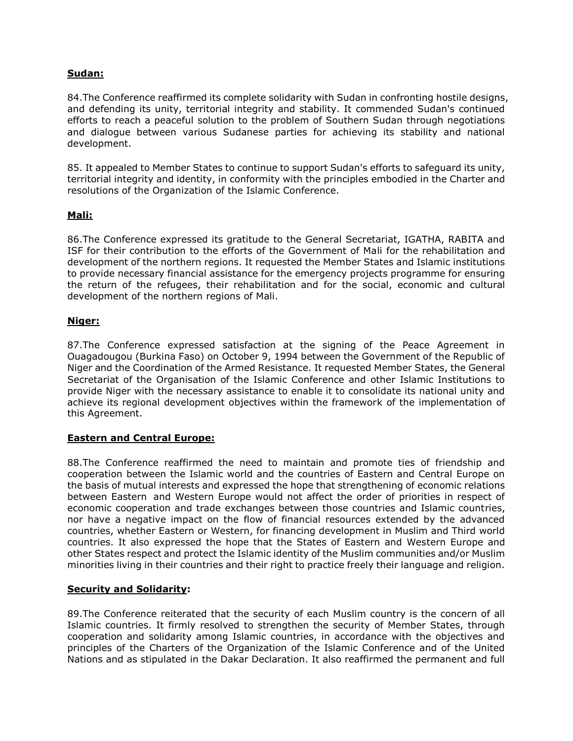**Sudan:**

84.The Conference reaffirmed its complete solidarity with Sudan in confronting hostile designs, and defending its unity, territorial integrity and stability. It commended Sudan's continued efforts to reach a peaceful solution to the problem of Southern Sudan through negotiations and dialogue between various Sudanese parties for achieving its stability and national development.

85. It appealed to Member States to continue to support Sudan's efforts to safeguard its unity, territorial integrity and identity, in conformity with the principles embodied in the Charter and resolutions of the Organization of the Islamic Conference.

**Mali:**

86.The Conference expressed its gratitude to the General Secretariat, IGATHA, RABITA and ISF for their contribution to the efforts of the Government of Mali for the rehabilitation and development of the northern regions. It requested the Member States and Islamic institutions to provide necessary financial assistance for the emergency projects programme for ensuring the return of the refugees, their rehabilitation and for the social, economic and cultural development of the northern regions of Mali.

**Niger:**

87.The Conference expressed satisfaction at the signing of the Peace Agreement in Ouagadougou (Burkina Faso) on October 9, 1994 between the Government of the Republic of Niger and the Coordination of the Armed Resistance. It requested Member States, the General Secretariat of the Organisation of the Islamic Conference and other Islamic Institutions to provide Niger with the necessary assistance to enable it to consolidate its national unity and achieve its regional development objectives within the framework of the implementation of this Agreement.

**Eastern and Central Europe:**

88.The Conference reaffirmed the need to maintain and promote ties of friendship and cooperation between the Islamic world and the countries of Eastern and Central Europe on the basis of mutual interests and expressed the hope that strengthening of economic relations between Eastern and Western Europe would not affect the order of priorities in respect of economic cooperation and trade exchanges between those countries and Islamic countries, nor have a negative impact on the flow of financial resources extended by the advanced countries, whether Eastern or Western, for financing development in Muslim and Third world countries. It also expressed the hope that the States of Eastern and Western Europe and other States respect and protect the Islamic identity of the Muslim communities and/or Muslim minorities living in their countries and their right to practice freely their language and religion.

**Security and Solidarity:**

89.The Conference reiterated that the security of each Muslim country is the concern of all Islamic countries. It firmly resolved to strengthen the security of Member States, through cooperation and solidarity among Islamic countries, in accordance with the objectives and principles of the Charters of the Organization of the Islamic Conference and of the United Nations and as stipulated in the Dakar Declaration. It also reaffirmed the permanent and full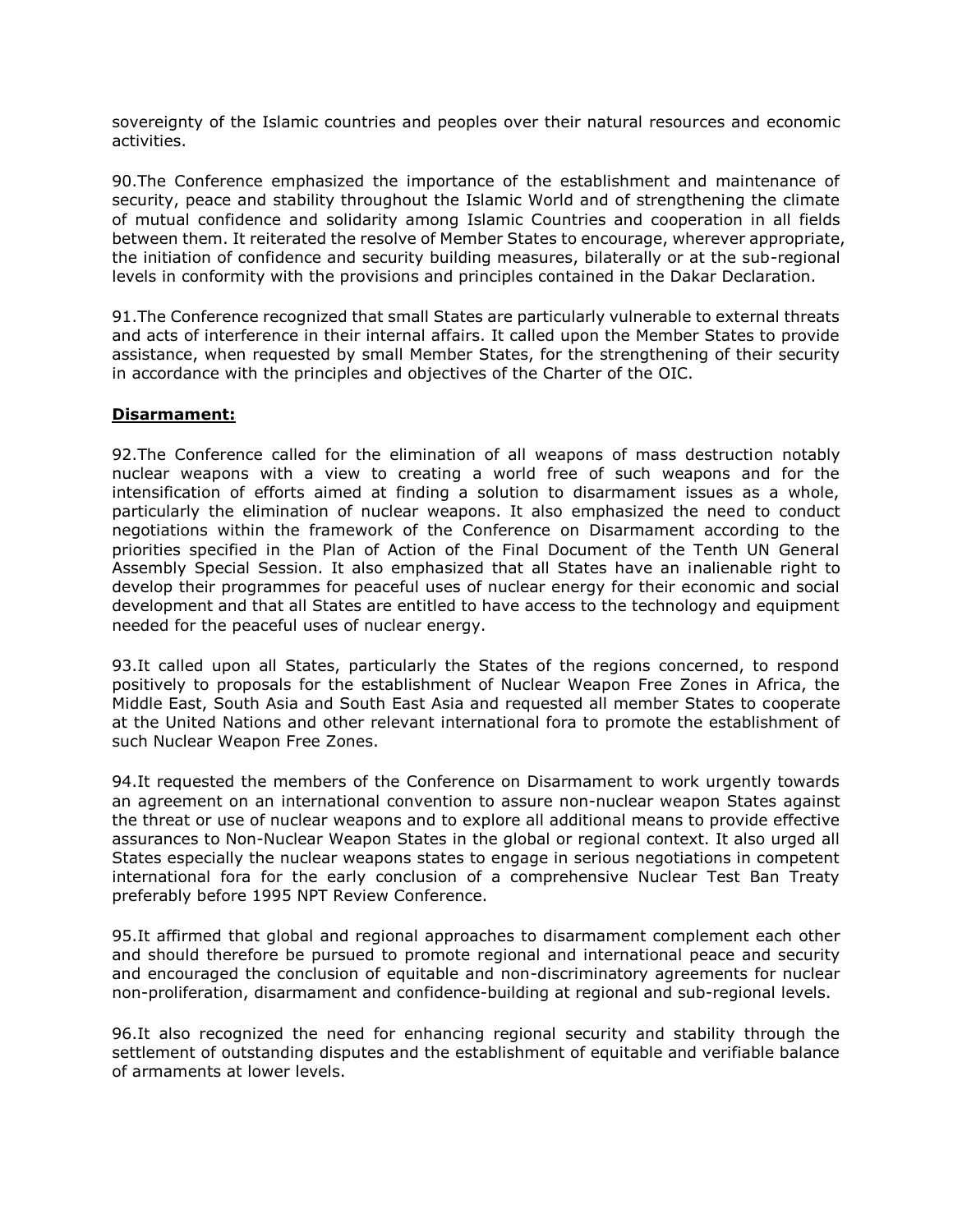sovereignty of the Islamic countries and peoples over their natural resources and economic activities.

90.The Conference emphasized the importance of the establishment and maintenance of security, peace and stability throughout the Islamic World and of strengthening the climate of mutual confidence and solidarity among Islamic Countries and cooperation in all fields between them. It reiterated the resolve of Member States to encourage, wherever appropriate, the initiation of confidence and security building measures, bilaterally or at the sub-regional levels in conformity with the provisions and principles contained in the Dakar Declaration.

91.The Conference recognized that small States are particularly vulnerable to external threats and acts of interference in their internal affairs. It called upon the Member States to provide assistance, when requested by small Member States, for the strengthening of their security in accordance with the principles and objectives of the Charter of the OIC.

**Disarmament:**

92.The Conference called for the elimination of all weapons of mass destruction notably nuclear weapons with a view to creating a world free of such weapons and for the intensification of efforts aimed at finding a solution to disarmament issues as a whole, particularly the elimination of nuclear weapons. It also emphasized the need to conduct negotiations within the framework of the Conference on Disarmament according to the priorities specified in the Plan of Action of the Final Document of the Tenth UN General Assembly Special Session. It also emphasized that all States have an inalienable right to develop their programmes for peaceful uses of nuclear energy for their economic and social development and that all States are entitled to have access to the technology and equipment needed for the peaceful uses of nuclear energy.

93.It called upon all States, particularly the States of the regions concerned, to respond positively to proposals for the establishment of Nuclear Weapon Free Zones in Africa, the Middle East, South Asia and South East Asia and requested all member States to cooperate at the United Nations and other relevant international fora to promote the establishment of such Nuclear Weapon Free Zones.

94.It requested the members of the Conference on Disarmament to work urgently towards an agreement on an international convention to assure non-nuclear weapon States against the threat or use of nuclear weapons and to explore all additional means to provide effective assurances to Non-Nuclear Weapon States in the global or regional context. It also urged all States especially the nuclear weapons states to engage in serious negotiations in competent international fora for the early conclusion of a comprehensive Nuclear Test Ban Treaty preferably before 1995 NPT Review Conference.

95.It affirmed that global and regional approaches to disarmament complement each other and should therefore be pursued to promote regional and international peace and security and encouraged the conclusion of equitable and non-discriminatory agreements for nuclear non-proliferation, disarmament and confidence-building at regional and sub-regional levels.

96.It also recognized the need for enhancing regional security and stability through the settlement of outstanding disputes and the establishment of equitable and verifiable balance of armaments at lower levels.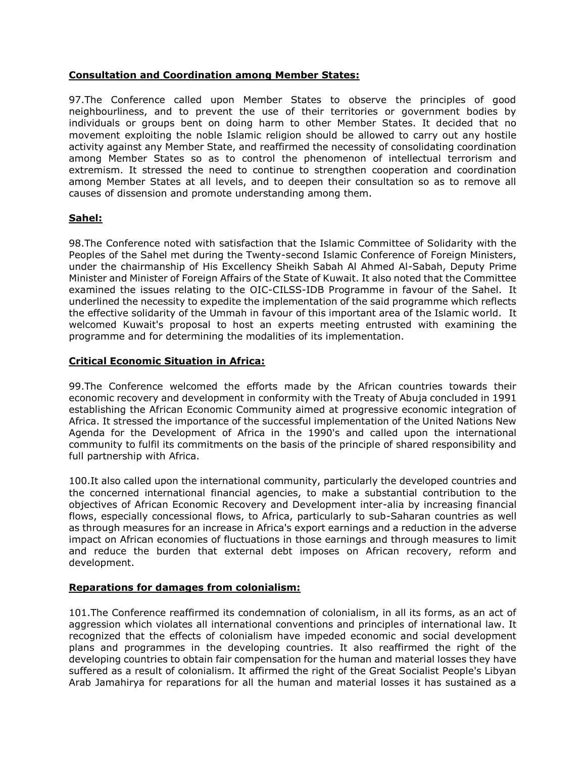**Consultation and Coordination among Member States:**

97.The Conference called upon Member States to observe the principles of good neighbourliness, and to prevent the use of their territories or government bodies by individuals or groups bent on doing harm to other Member States. It decided that no movement exploiting the noble Islamic religion should be allowed to carry out any hostile activity against any Member State, and reaffirmed the necessity of consolidating coordination among Member States so as to control the phenomenon of intellectual terrorism and extremism. It stressed the need to continue to strengthen cooperation and coordination among Member States at all levels, and to deepen their consultation so as to remove all causes of dissension and promote understanding among them.

**Sahel:**

98.The Conference noted with satisfaction that the Islamic Committee of Solidarity with the Peoples of the Sahel met during the Twenty-second Islamic Conference of Foreign Ministers, under the chairmanship of His Excellency Sheikh Sabah Al Ahmed Al-Sabah, Deputy Prime Minister and Minister of Foreign Affairs of the State of Kuwait. It also noted that the Committee examined the issues relating to the OIC-CILSS-IDB Programme in favour of the Sahel. It underlined the necessity to expedite the implementation of the said programme which reflects the effective solidarity of the Ummah in favour of this important area of the Islamic world. It welcomed Kuwait's proposal to host an experts meeting entrusted with examining the programme and for determining the modalities of its implementation.

**Critical Economic Situation in Africa:**

99.The Conference welcomed the efforts made by the African countries towards their economic recovery and development in conformity with the Treaty of Abuja concluded in 1991 establishing the African Economic Community aimed at progressive economic integration of Africa. It stressed the importance of the successful implementation of the United Nations New Agenda for the Development of Africa in the 1990's and called upon the international community to fulfil its commitments on the basis of the principle of shared responsibility and full partnership with Africa.

100.It also called upon the international community, particularly the developed countries and the concerned international financial agencies, to make a substantial contribution to the objectives of African Economic Recovery and Development inter-alia by increasing financial flows, especially concessional flows, to Africa, particularly to sub-Saharan countries as well as through measures for an increase in Africa's export earnings and a reduction in the adverse impact on African economies of fluctuations in those earnings and through measures to limit and reduce the burden that external debt imposes on African recovery, reform and development.

**Reparations for damages from colonialism:**

101.The Conference reaffirmed its condemnation of colonialism, in all its forms, as an act of aggression which violates all international conventions and principles of international law. It recognized that the effects of colonialism have impeded economic and social development plans and programmes in the developing countries. It also reaffirmed the right of the developing countries to obtain fair compensation for the human and material losses they have suffered as a result of colonialism. It affirmed the right of the Great Socialist People's Libyan Arab Jamahirya for reparations for all the human and material losses it has sustained as a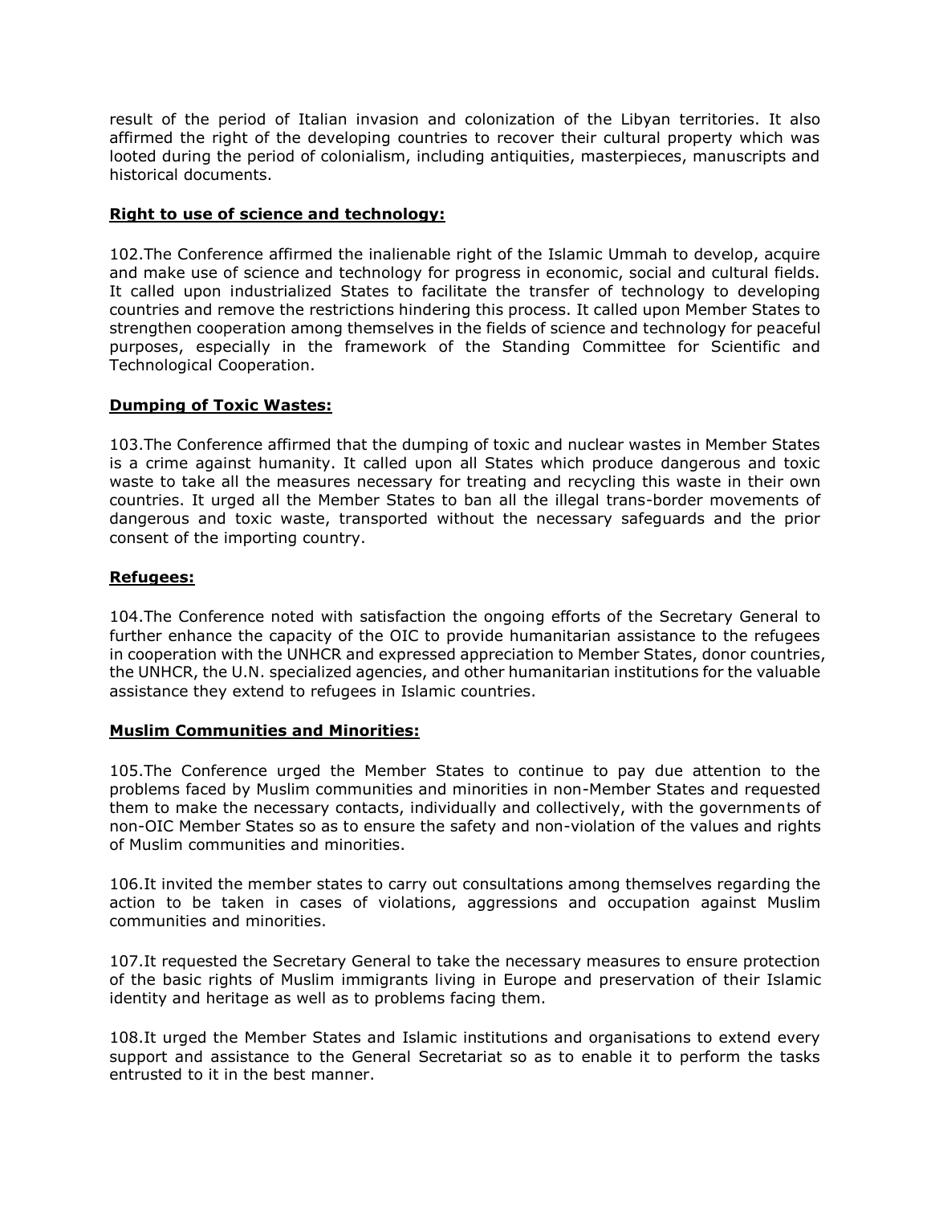result of the period of Italian invasion and colonization of the Libyan territories. It also affirmed the right of the developing countries to recover their cultural property which was looted during the period of colonialism, including antiquities, masterpieces, manuscripts and historical documents.

**Right to use of science and technology:**

102.The Conference affirmed the inalienable right of the Islamic Ummah to develop, acquire and make use of science and technology for progress in economic, social and cultural fields. It called upon industrialized States to facilitate the transfer of technology to developing countries and remove the restrictions hindering this process. It called upon Member States to strengthen cooperation among themselves in the fields of science and technology for peaceful purposes, especially in the framework of the Standing Committee for Scientific and Technological Cooperation.

**Dumping of Toxic Wastes:**

103.The Conference affirmed that the dumping of toxic and nuclear wastes in Member States is a crime against humanity. It called upon all States which produce dangerous and toxic waste to take all the measures necessary for treating and recycling this waste in their own countries. It urged all the Member States to ban all the illegal trans-border movements of dangerous and toxic waste, transported without the necessary safeguards and the prior consent of the importing country.

**Refugees:**

104.The Conference noted with satisfaction the ongoing efforts of the Secretary General to further enhance the capacity of the OIC to provide humanitarian assistance to the refugees in cooperation with the UNHCR and expressed appreciation to Member States, donor countries, the UNHCR, the U.N. specialized agencies, and other humanitarian institutions for the valuable assistance they extend to refugees in Islamic countries.

**Muslim Communities and Minorities:**

105.The Conference urged the Member States to continue to pay due attention to the problems faced by Muslim communities and minorities in non-Member States and requested them to make the necessary contacts, individually and collectively, with the governments of non-OIC Member States so as to ensure the safety and non-violation of the values and rights of Muslim communities and minorities.

106.It invited the member states to carry out consultations among themselves regarding the action to be taken in cases of violations, aggressions and occupation against Muslim communities and minorities.

107.It requested the Secretary General to take the necessary measures to ensure protection of the basic rights of Muslim immigrants living in Europe and preservation of their Islamic identity and heritage as well as to problems facing them.

108.It urged the Member States and Islamic institutions and organisations to extend every support and assistance to the General Secretariat so as to enable it to perform the tasks entrusted to it in the best manner.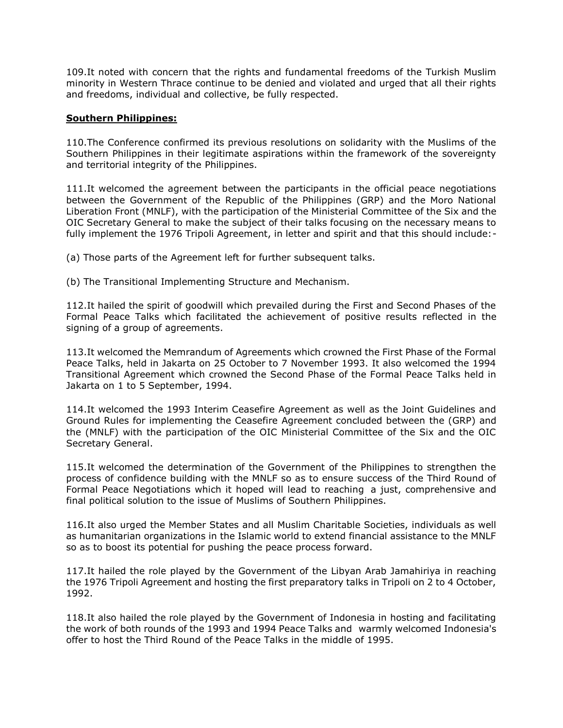109.It noted with concern that the rights and fundamental freedoms of the Turkish Muslim minority in Western Thrace continue to be denied and violated and urged that all their rights and freedoms, individual and collective, be fully respected.

**Southern Philippines:**

110.The Conference confirmed its previous resolutions on solidarity with the Muslims of the Southern Philippines in their legitimate aspirations within the framework of the sovereignty and territorial integrity of the Philippines.

111.It welcomed the agreement between the participants in the official peace negotiations between the Government of the Republic of the Philippines (GRP) and the Moro National Liberation Front (MNLF), with the participation of the Ministerial Committee of the Six and the OIC Secretary General to make the subject of their talks focusing on the necessary means to fully implement the 1976 Tripoli Agreement, in letter and spirit and that this should include:-

(a) Those parts of the Agreement left for further subsequent talks.

(b) The Transitional Implementing Structure and Mechanism.

112.It hailed the spirit of goodwill which prevailed during the First and Second Phases of the Formal Peace Talks which facilitated the achievement of positive results reflected in the signing of a group of agreements.

113.It welcomed the Memrandum of Agreements which crowned the First Phase of the Formal Peace Talks, held in Jakarta on 25 October to 7 November 1993. It also welcomed the 1994 Transitional Agreement which crowned the Second Phase of the Formal Peace Talks held in Jakarta on 1 to 5 September, 1994.

114.It welcomed the 1993 Interim Ceasefire Agreement as well as the Joint Guidelines and Ground Rules for implementing the Ceasefire Agreement concluded between the (GRP) and the (MNLF) with the participation of the OIC Ministerial Committee of the Six and the OIC Secretary General.

115.It welcomed the determination of the Government of the Philippines to strengthen the process of confidence building with the MNLF so as to ensure success of the Third Round of Formal Peace Negotiations which it hoped will lead to reaching a just, comprehensive and final political solution to the issue of Muslims of Southern Philippines.

116.It also urged the Member States and all Muslim Charitable Societies, individuals as well as humanitarian organizations in the Islamic world to extend financial assistance to the MNLF so as to boost its potential for pushing the peace process forward.

117.It hailed the role played by the Government of the Libyan Arab Jamahiriya in reaching the 1976 Tripoli Agreement and hosting the first preparatory talks in Tripoli on 2 to 4 October, 1992.

118.It also hailed the role played by the Government of Indonesia in hosting and facilitating the work of both rounds of the 1993 and 1994 Peace Talks and warmly welcomed Indonesia's offer to host the Third Round of the Peace Talks in the middle of 1995.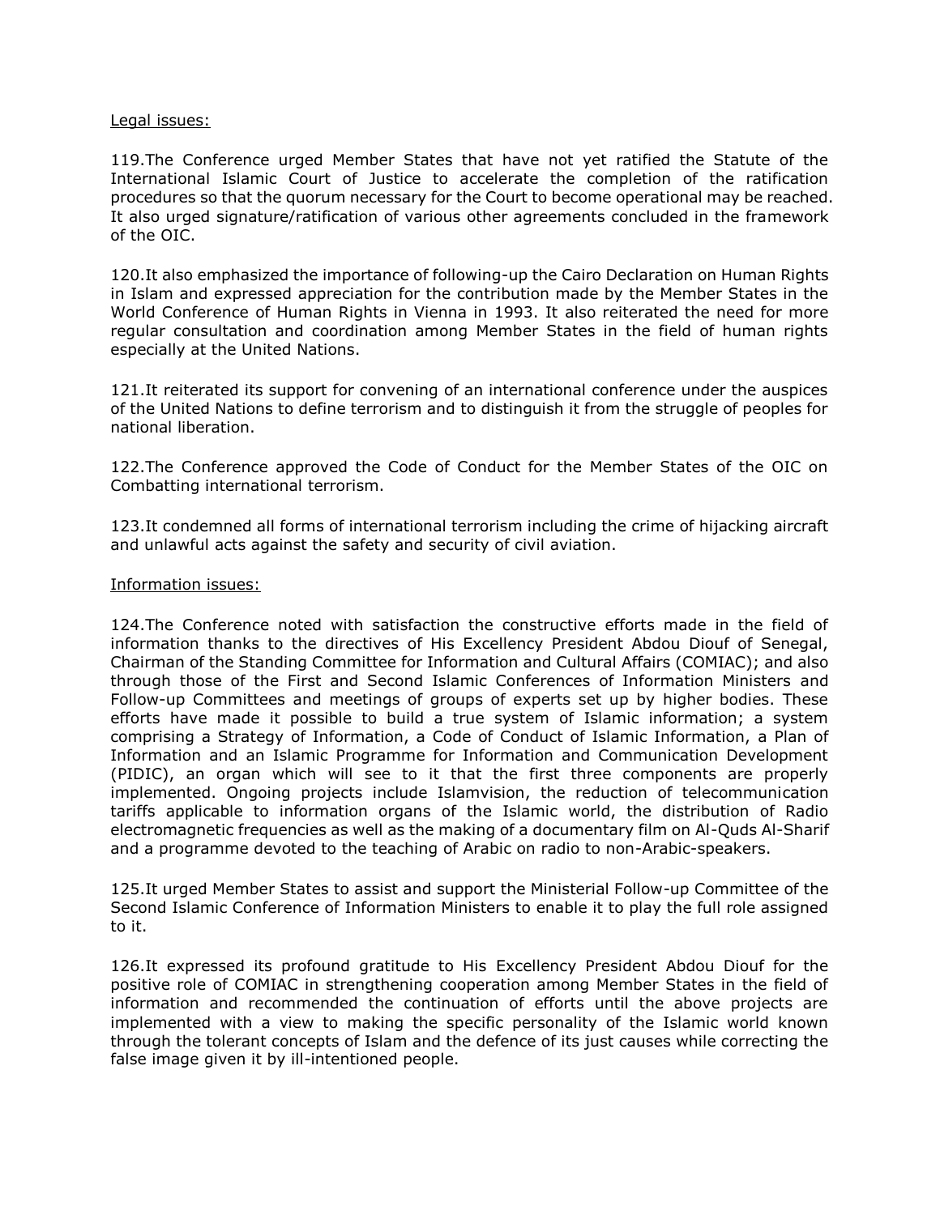Legal issues:

119.The Conference urged Member States that have not yet ratified the Statute of the International Islamic Court of Justice to accelerate the completion of the ratification procedures so that the quorum necessary for the Court to become operational may be reached. It also urged signature/ratification of various other agreements concluded in the framework of the OIC.

120.It also emphasized the importance of following-up the Cairo Declaration on Human Rights in Islam and expressed appreciation for the contribution made by the Member States in the World Conference of Human Rights in Vienna in 1993. It also reiterated the need for more regular consultation and coordination among Member States in the field of human rights especially at the United Nations.

121.It reiterated its support for convening of an international conference under the auspices of the United Nations to define terrorism and to distinguish it from the struggle of peoples for national liberation.

122.The Conference approved the Code of Conduct for the Member States of the OIC on Combatting international terrorism.

123.It condemned all forms of international terrorism including the crime of hijacking aircraft and unlawful acts against the safety and security of civil aviation.

Information issues:

124.The Conference noted with satisfaction the constructive efforts made in the field of information thanks to the directives of His Excellency President Abdou Diouf of Senegal, Chairman of the Standing Committee for Information and Cultural Affairs (COMIAC); and also through those of the First and Second Islamic Conferences of Information Ministers and Follow-up Committees and meetings of groups of experts set up by higher bodies. These efforts have made it possible to build a true system of Islamic information; a system comprising a Strategy of Information, a Code of Conduct of Islamic Information, a Plan of Information and an Islamic Programme for Information and Communication Development (PIDIC), an organ which will see to it that the first three components are properly implemented. Ongoing projects include Islamvision, the reduction of telecommunication tariffs applicable to information organs of the Islamic world, the distribution of Radio electromagnetic frequencies as well as the making of a documentary film on Al-Quds Al-Sharif and a programme devoted to the teaching of Arabic on radio to non-Arabic-speakers.

125.It urged Member States to assist and support the Ministerial Follow-up Committee of the Second Islamic Conference of Information Ministers to enable it to play the full role assigned to it.

126.It expressed its profound gratitude to His Excellency President Abdou Diouf for the positive role of COMIAC in strengthening cooperation among Member States in the field of information and recommended the continuation of efforts until the above projects are implemented with a view to making the specific personality of the Islamic world known through the tolerant concepts of Islam and the defence of its just causes while correcting the false image given it by ill-intentioned people.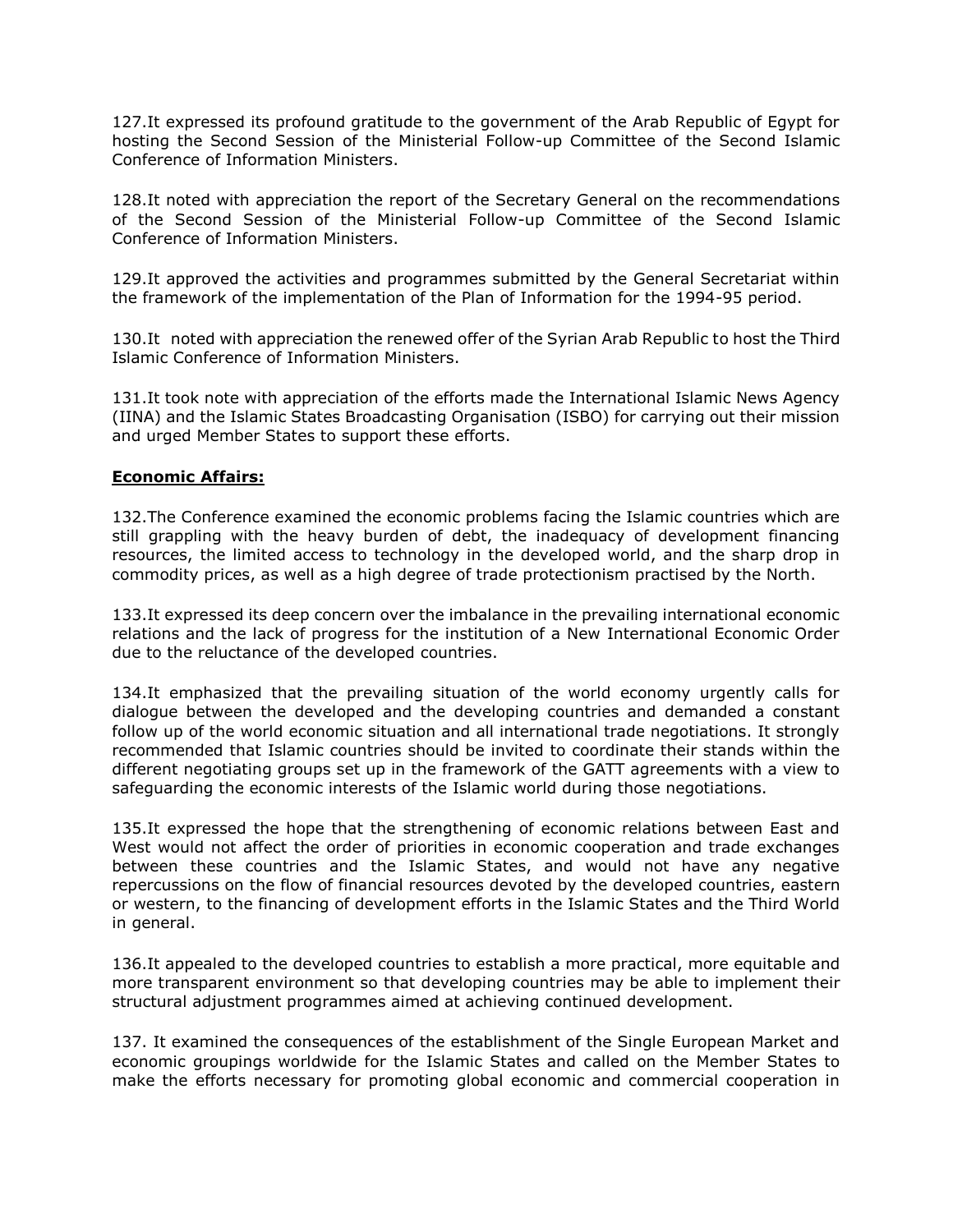127.It expressed its profound gratitude to the government of the Arab Republic of Egypt for hosting the Second Session of the Ministerial Follow-up Committee of the Second Islamic Conference of Information Ministers.

128.It noted with appreciation the report of the Secretary General on the recommendations of the Second Session of the Ministerial Follow-up Committee of the Second Islamic Conference of Information Ministers.

129.It approved the activities and programmes submitted by the General Secretariat within the framework of the implementation of the Plan of Information for the 1994-95 period.

130.It noted with appreciation the renewed offer of the Syrian Arab Republic to host the Third Islamic Conference of Information Ministers.

131.It took note with appreciation of the efforts made the International Islamic News Agency (IINA) and the Islamic States Broadcasting Organisation (ISBO) for carrying out their mission and urged Member States to support these efforts.

**Economic Affairs:**

132.The Conference examined the economic problems facing the Islamic countries which are still grappling with the heavy burden of debt, the inadequacy of development financing resources, the limited access to technology in the developed world, and the sharp drop in commodity prices, as well as a high degree of trade protectionism practised by the North.

133.It expressed its deep concern over the imbalance in the prevailing international economic relations and the lack of progress for the institution of a New International Economic Order due to the reluctance of the developed countries.

134.It emphasized that the prevailing situation of the world economy urgently calls for dialogue between the developed and the developing countries and demanded a constant follow up of the world economic situation and all international trade negotiations. It strongly recommended that Islamic countries should be invited to coordinate their stands within the different negotiating groups set up in the framework of the GATT agreements with a view to safeguarding the economic interests of the Islamic world during those negotiations.

135.It expressed the hope that the strengthening of economic relations between East and West would not affect the order of priorities in economic cooperation and trade exchanges between these countries and the Islamic States, and would not have any negative repercussions on the flow of financial resources devoted by the developed countries, eastern or western, to the financing of development efforts in the Islamic States and the Third World in general.

136.It appealed to the developed countries to establish a more practical, more equitable and more transparent environment so that developing countries may be able to implement their structural adjustment programmes aimed at achieving continued development.

137. It examined the consequences of the establishment of the Single European Market and economic groupings worldwide for the Islamic States and called on the Member States to make the efforts necessary for promoting global economic and commercial cooperation in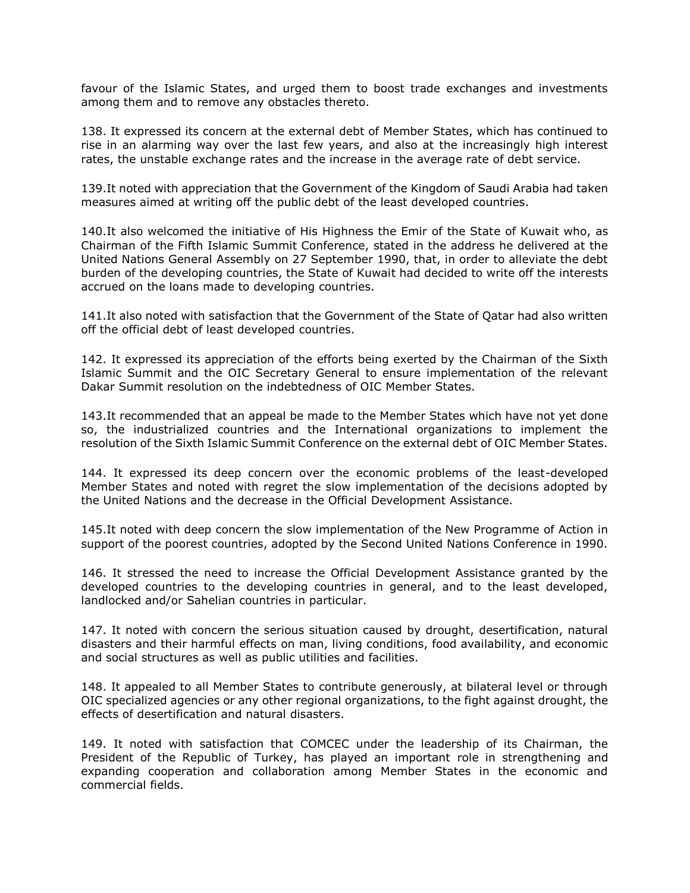favour of the Islamic States, and urged them to boost trade exchanges and investments among them and to remove any obstacles thereto.

138. It expressed its concern at the external debt of Member States, which has continued to rise in an alarming way over the last few years, and also at the increasingly high interest rates, the unstable exchange rates and the increase in the average rate of debt service.

139.It noted with appreciation that the Government of the Kingdom of Saudi Arabia had taken measures aimed at writing off the public debt of the least developed countries.

140.It also welcomed the initiative of His Highness the Emir of the State of Kuwait who, as Chairman of the Fifth Islamic Summit Conference, stated in the address he delivered at the United Nations General Assembly on 27 September 1990, that, in order to alleviate the debt burden of the developing countries, the State of Kuwait had decided to write off the interests accrued on the loans made to developing countries.

141.It also noted with satisfaction that the Government of the State of Qatar had also written off the official debt of least developed countries.

142. It expressed its appreciation of the efforts being exerted by the Chairman of the Sixth Islamic Summit and the OIC Secretary General to ensure implementation of the relevant Dakar Summit resolution on the indebtedness of OIC Member States.

143.It recommended that an appeal be made to the Member States which have not yet done so, the industrialized countries and the International organizations to implement the resolution of the Sixth Islamic Summit Conference on the external debt of OIC Member States.

144. It expressed its deep concern over the economic problems of the least-developed Member States and noted with regret the slow implementation of the decisions adopted by the United Nations and the decrease in the Official Development Assistance.

145.It noted with deep concern the slow implementation of the New Programme of Action in support of the poorest countries, adopted by the Second United Nations Conference in 1990.

146. It stressed the need to increase the Official Development Assistance granted by the developed countries to the developing countries in general, and to the least developed, landlocked and/or Sahelian countries in particular.

147. It noted with concern the serious situation caused by drought, desertification, natural disasters and their harmful effects on man, living conditions, food availability, and economic and social structures as well as public utilities and facilities.

148. It appealed to all Member States to contribute generously, at bilateral level or through OIC specialized agencies or any other regional organizations, to the fight against drought, the effects of desertification and natural disasters.

149. It noted with satisfaction that COMCEC under the leadership of its Chairman, the President of the Republic of Turkey, has played an important role in strengthening and expanding cooperation and collaboration among Member States in the economic and commercial fields.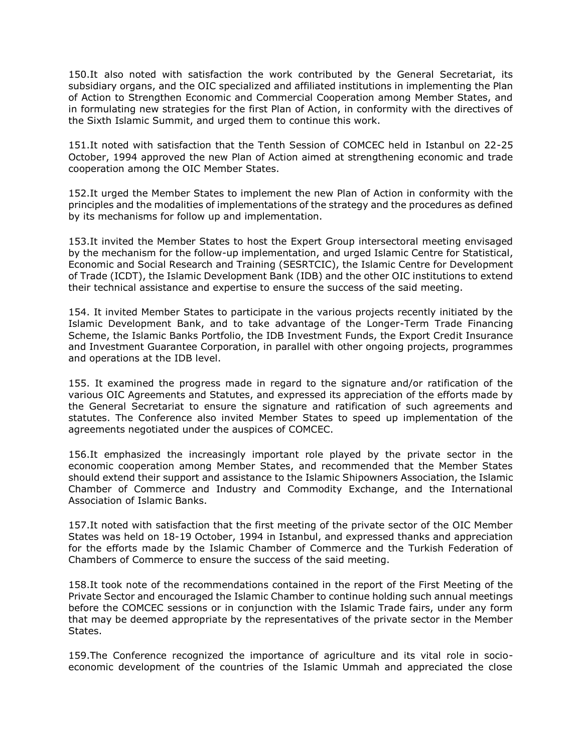150.It also noted with satisfaction the work contributed by the General Secretariat, its subsidiary organs, and the OIC specialized and affiliated institutions in implementing the Plan of Action to Strengthen Economic and Commercial Cooperation among Member States, and in formulating new strategies for the first Plan of Action, in conformity with the directives of the Sixth Islamic Summit, and urged them to continue this work.

151.It noted with satisfaction that the Tenth Session of COMCEC held in Istanbul on 22-25 October, 1994 approved the new Plan of Action aimed at strengthening economic and trade cooperation among the OIC Member States.

152.It urged the Member States to implement the new Plan of Action in conformity with the principles and the modalities of implementations of the strategy and the procedures as defined by its mechanisms for follow up and implementation.

153.It invited the Member States to host the Expert Group intersectoral meeting envisaged by the mechanism for the follow-up implementation, and urged Islamic Centre for Statistical, Economic and Social Research and Training (SESRTCIC), the Islamic Centre for Development of Trade (ICDT), the Islamic Development Bank (IDB) and the other OIC institutions to extend their technical assistance and expertise to ensure the success of the said meeting.

154. It invited Member States to participate in the various projects recently initiated by the Islamic Development Bank, and to take advantage of the Longer-Term Trade Financing Scheme, the Islamic Banks Portfolio, the IDB Investment Funds, the Export Credit Insurance and Investment Guarantee Corporation, in parallel with other ongoing projects, programmes and operations at the IDB level.

155. It examined the progress made in regard to the signature and/or ratification of the various OIC Agreements and Statutes, and expressed its appreciation of the efforts made by the General Secretariat to ensure the signature and ratification of such agreements and statutes. The Conference also invited Member States to speed up implementation of the agreements negotiated under the auspices of COMCEC.

156.It emphasized the increasingly important role played by the private sector in the economic cooperation among Member States, and recommended that the Member States should extend their support and assistance to the Islamic Shipowners Association, the Islamic Chamber of Commerce and Industry and Commodity Exchange, and the International Association of Islamic Banks.

157.It noted with satisfaction that the first meeting of the private sector of the OIC Member States was held on 18-19 October, 1994 in Istanbul, and expressed thanks and appreciation for the efforts made by the Islamic Chamber of Commerce and the Turkish Federation of Chambers of Commerce to ensure the success of the said meeting.

158.It took note of the recommendations contained in the report of the First Meeting of the Private Sector and encouraged the Islamic Chamber to continue holding such annual meetings before the COMCEC sessions or in conjunction with the Islamic Trade fairs, under any form that may be deemed appropriate by the representatives of the private sector in the Member States.

159.The Conference recognized the importance of agriculture and its vital role in socio-economic development of the countries of the Islamic Ummah and appreciated the close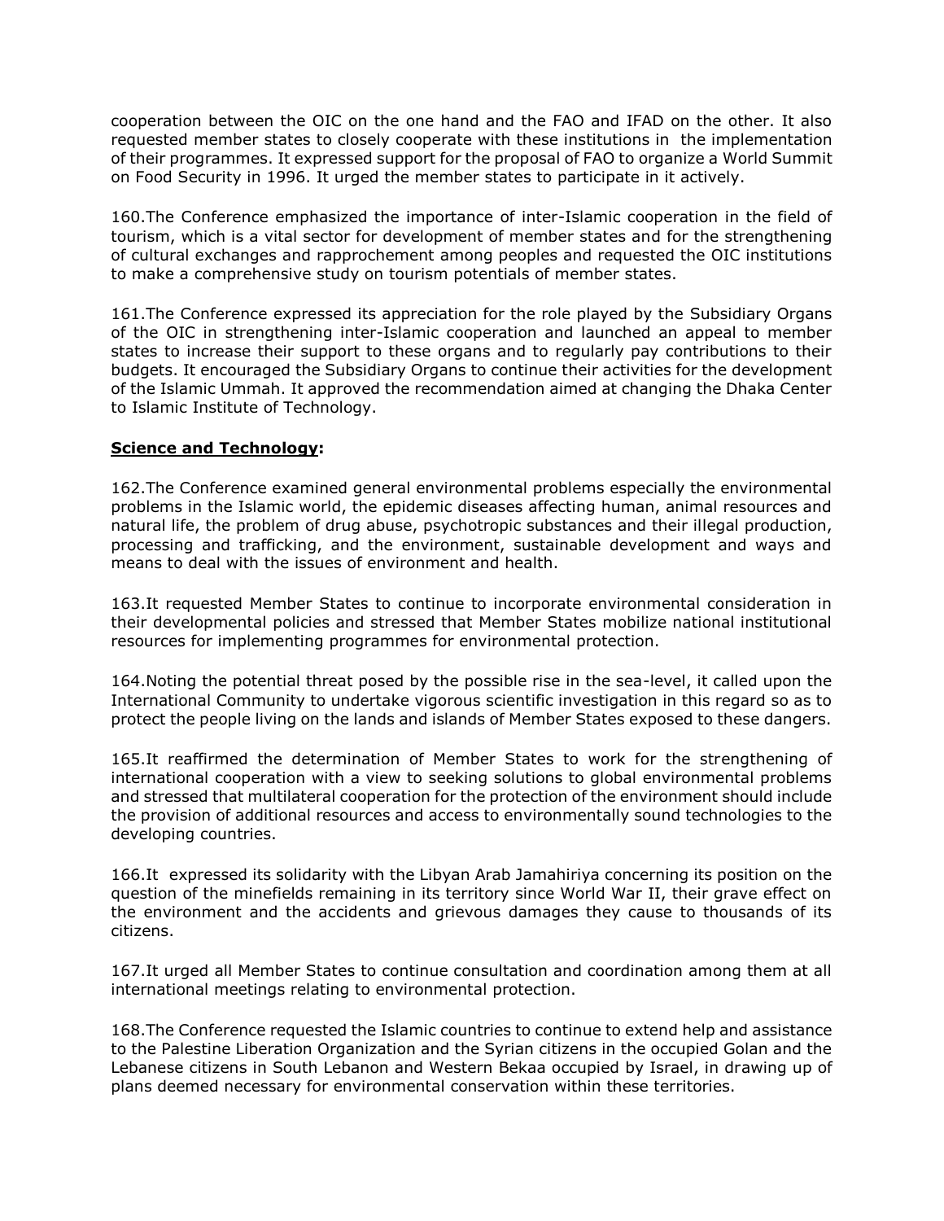cooperation between the OIC on the one hand and the FAO and IFAD on the other. It also requested member states to closely cooperate with these institutions in the implementation of their programmes. It expressed support for the proposal of FAO to organize a World Summit on Food Security in 1996. It urged the member states to participate in it actively.

160.The Conference emphasized the importance of inter-Islamic cooperation in the field of tourism, which is a vital sector for development of member states and for the strengthening of cultural exchanges and rapprochement among peoples and requested the OIC institutions to make a comprehensive study on tourism potentials of member states.

161.The Conference expressed its appreciation for the role played by the Subsidiary Organs of the OIC in strengthening inter-Islamic cooperation and launched an appeal to member states to increase their support to these organs and to regularly pay contributions to their budgets. It encouraged the Subsidiary Organs to continue their activities for the development of the Islamic Ummah. It approved the recommendation aimed at changing the Dhaka Center to Islamic Institute of Technology.

**Science and Technology:**

162.The Conference examined general environmental problems especially the environmental problems in the Islamic world, the epidemic diseases affecting human, animal resources and natural life, the problem of drug abuse, psychotropic substances and their illegal production, processing and trafficking, and the environment, sustainable development and ways and means to deal with the issues of environment and health.

163.It requested Member States to continue to incorporate environmental consideration in their developmental policies and stressed that Member States mobilize national institutional resources for implementing programmes for environmental protection.

164.Noting the potential threat posed by the possible rise in the sea-level, it called upon the International Community to undertake vigorous scientific investigation in this regard so as to protect the people living on the lands and islands of Member States exposed to these dangers.

165.It reaffirmed the determination of Member States to work for the strengthening of international cooperation with a view to seeking solutions to global environmental problems and stressed that multilateral cooperation for the protection of the environment should include the provision of additional resources and access to environmentally sound technologies to the developing countries.

166.It expressed its solidarity with the Libyan Arab Jamahiriya concerning its position on the question of the minefields remaining in its territory since World War II, their grave effect on the environment and the accidents and grievous damages they cause to thousands of its citizens.

167.It urged all Member States to continue consultation and coordination among them at all international meetings relating to environmental protection.

168.The Conference requested the Islamic countries to continue to extend help and assistance to the Palestine Liberation Organization and the Syrian citizens in the occupied Golan and the Lebanese citizens in South Lebanon and Western Bekaa occupied by Israel, in drawing up of plans deemed necessary for environmental conservation within these territories.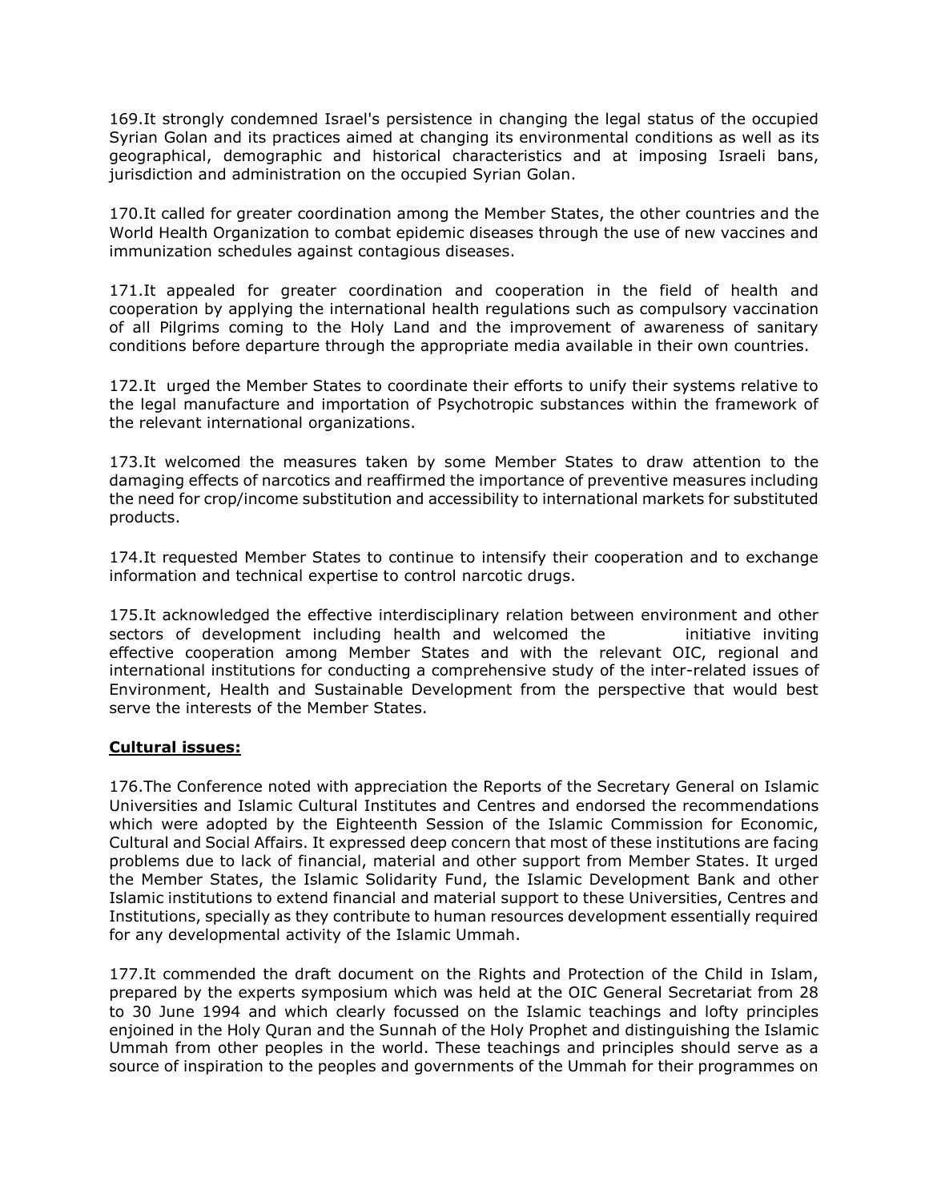169.It strongly condemned Israel's persistence in changing the legal status of the occupied Syrian Golan and its practices aimed at changing its environmental conditions as well as its geographical, demographic and historical characteristics and at imposing Israeli bans, jurisdiction and administration on the occupied Syrian Golan.

170.It called for greater coordination among the Member States, the other countries and the World Health Organization to combat epidemic diseases through the use of new vaccines and immunization schedules against contagious diseases.

171.It appealed for greater coordination and cooperation in the field of health and cooperation by applying the international health regulations such as compulsory vaccination of all Pilgrims coming to the Holy Land and the improvement of awareness of sanitary conditions before departure through the appropriate media available in their own countries.

172.It urged the Member States to coordinate their efforts to unify their systems relative to the legal manufacture and importation of Psychotropic substances within the framework of the relevant international organizations.

173.It welcomed the measures taken by some Member States to draw attention to the damaging effects of narcotics and reaffirmed the importance of preventive measures including the need for crop/income substitution and accessibility to international markets for substituted products.

174.It requested Member States to continue to intensify their cooperation and to exchange information and technical expertise to control narcotic drugs.

175.It acknowledged the effective interdisciplinary relation between environment and other sectors of development including health and welcomed the initiative inviting effective cooperation among Member States and with the relevant OIC, regional and international institutions for conducting a comprehensive study of the inter-related issues of Environment, Health and Sustainable Development from the perspective that would best serve the interests of the Member States.

## Cultural issues:

176.The Conference noted with appreciation the Reports of the Secretary General on Islamic Universities and Islamic Cultural Institutes and Centres and endorsed the recommendations which were adopted by the Eighteenth Session of the Islamic Commission for Economic, Cultural and Social Affairs. It expressed deep concern that most of these institutions are facing problems due to lack of financial, material and other support from Member States. It urged the Member States, the Islamic Solidarity Fund, the Islamic Development Bank and other Islamic institutions to extend financial and material support to these Universities, Centres and Institutions, specially as they contribute to human resources development essentially required for any developmental activity of the Islamic Ummah.

177.It commended the draft document on the Rights and Protection of the Child in Islam, prepared by the experts symposium which was held at the OIC General Secretariat from 28 to 30 June 1994 and which clearly focussed on the Islamic teachings and lofty principles enjoined in the Holy Quran and the Sunnah of the Holy Prophet and distinguishing the Islamic Ummah from other peoples in the world. These teachings and principles should serve as a source of inspiration to the peoples and governments of the Ummah for their programmes on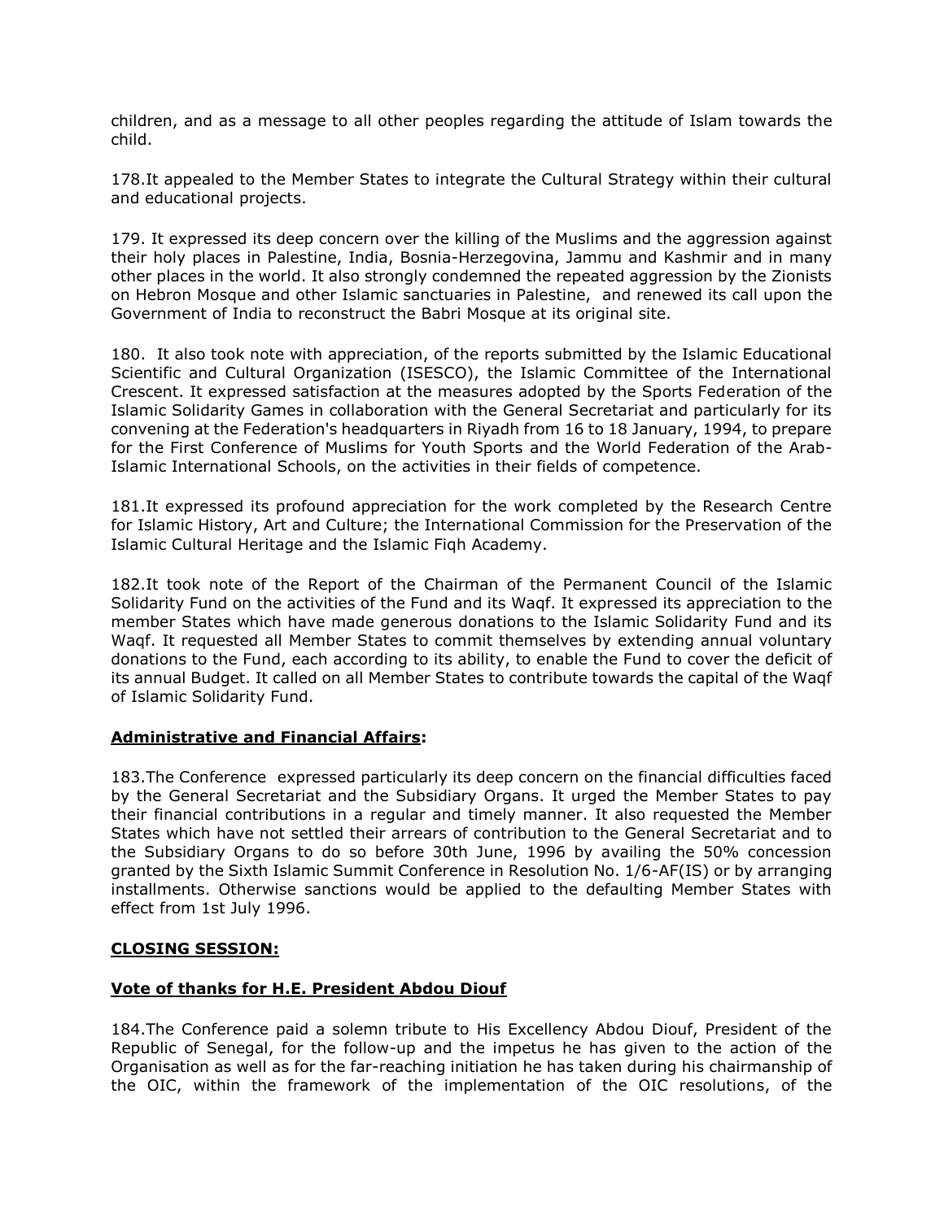children, and as a message to all other peoples regarding the attitude of Islam towards the child.

178.It appealed to the Member States to integrate the Cultural Strategy within their cultural and educational projects.

179. It expressed its deep concern over the killing of the Muslims and the aggression against their holy places in Palestine, India, Bosnia-Herzegovina, Jammu and Kashmir and in many other places in the world. It also strongly condemned the repeated aggression by the Zionists on Hebron Mosque and other Islamic sanctuaries in Palestine, and renewed its call upon the Government of India to reconstruct the Babri Mosque at its original site.

180. It also took note with appreciation, of the reports submitted by the Islamic Educational Scientific and Cultural Organization (ISESCO), the Islamic Committee of the International Crescent. It expressed satisfaction at the measures adopted by the Sports Federation of the Islamic Solidarity Games in collaboration with the General Secretariat and particularly for its convening at the Federation's headquarters in Riyadh from 16 to 18 January, 1994, to prepare for the First Conference of Muslims for Youth Sports and the World Federation of the Arab-Islamic International Schools, on the activities in their fields of competence.

181.It expressed its profound appreciation for the work completed by the Research Centre for Islamic History, Art and Culture; the International Commission for the Preservation of the Islamic Cultural Heritage and the Islamic Fiqh Academy.

182.It took note of the Report of the Chairman of the Permanent Council of the Islamic Solidarity Fund on the activities of the Fund and its Waqf. It expressed its appreciation to the member States which have made generous donations to the Islamic Solidarity Fund and its Waqf. It requested all Member States to commit themselves by extending annual voluntary donations to the Fund, each according to its ability, to enable the Fund to cover the deficit of its annual Budget. It called on all Member States to contribute towards the capital of the Waqf of Islamic Solidarity Fund.

**Administrative and Financial Affairs:**

183.The Conference expressed particularly its deep concern on the financial difficulties faced by the General Secretariat and the Subsidiary Organs. It urged the Member States to pay their financial contributions in a regular and timely manner. It also requested the Member States which have not settled their arrears of contribution to the General Secretariat and to the Subsidiary Organs to do so before 30th June, 1996 by availing the 50% concession granted by the Sixth Islamic Summit Conference in Resolution No. 1/6-AF(IS) or by arranging installments. Otherwise sanctions would be applied to the defaulting Member States with effect from 1st July 1996.

**CLOSING SESSION:**

**Vote of thanks for H.E. President Abdou Diouf**

184.The Conference paid a solemn tribute to His Excellency Abdou Diouf, President of the Republic of Senegal, for the follow-up and the impetus he has given to the action of the Organisation as well as for the far-reaching initiation he has taken during his chairmanship of the OIC, within the framework of the implementation of the OIC resolutions, of the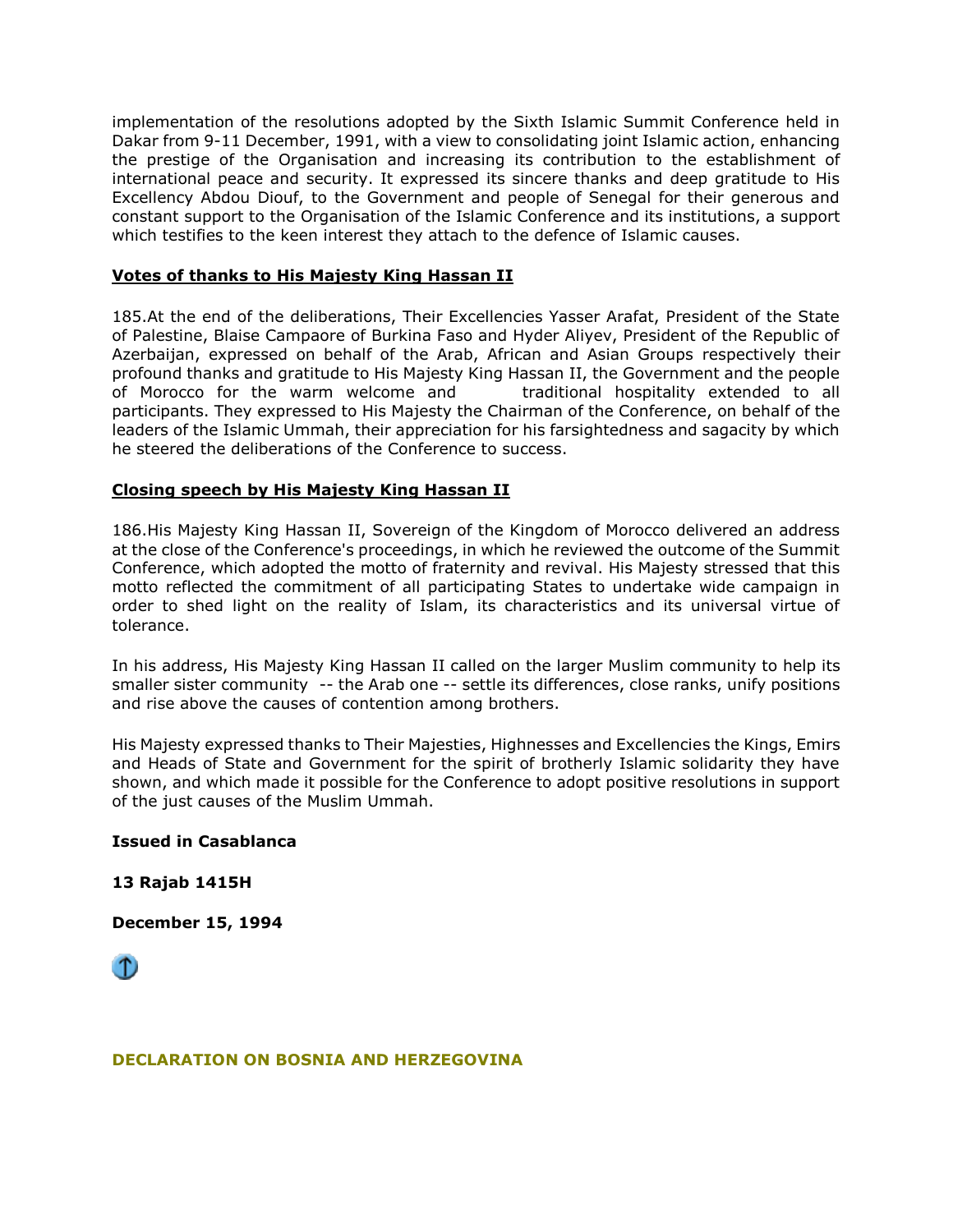implementation of the resolutions adopted by the Sixth Islamic Summit Conference held in Dakar from 9-11 December, 1991, with a view to consolidating joint Islamic action, enhancing the prestige of the Organisation and increasing its contribution to the establishment of international peace and security. It expressed its sincere thanks and deep gratitude to His Excellency Abdou Diouf, to the Government and people of Senegal for their generous and constant support to the Organisation of the Islamic Conference and its institutions, a support which testifies to the keen interest they attach to the defence of Islamic causes.

**Votes of thanks to His Majesty King Hassan II**

185.At the end of the deliberations, Their Excellencies Yasser Arafat, President of the State of Palestine, Blaise Campaore of Burkina Faso and Hyder Aliyev, President of the Republic of Azerbaijan, expressed on behalf of the Arab, African and Asian Groups respectively their profound thanks and gratitude to His Majesty King Hassan II, the Government and the people of Morocco for the warm welcome and traditional hospitality extended to all participants. They expressed to His Majesty the Chairman of the Conference, on behalf of the leaders of the Islamic Ummah, their appreciation for his farsightedness and sagacity by which he steered the deliberations of the Conference to success.

**Closing speech by His Majesty King Hassan II**

186.His Majesty King Hassan II, Sovereign of the Kingdom of Morocco delivered an address at the close of the Conference's proceedings, in which he reviewed the outcome of the Summit Conference, which adopted the motto of fraternity and revival. His Majesty stressed that this motto reflected the commitment of all participating States to undertake wide campaign in order to shed light on the reality of Islam, its characteristics and its universal virtue of tolerance.

In his address, His Majesty King Hassan II called on the larger Muslim community to help its smaller sister community -- the Arab one -- settle its differences, close ranks, unify positions and rise above the causes of contention among brothers.

His Majesty expressed thanks to Their Majesties, Highnesses and Excellencies the Kings, Emirs and Heads of State and Government for the spirit of brotherly Islamic solidarity they have shown, and which made it possible for the Conference to adopt positive resolutions in support of the just causes of the Muslim Ummah.

**Issued in Casablanca**

**13 Rajab 1415H**

**December 15, 1994**

## DECLARATION ON BOSNIA AND HERZEGOVINA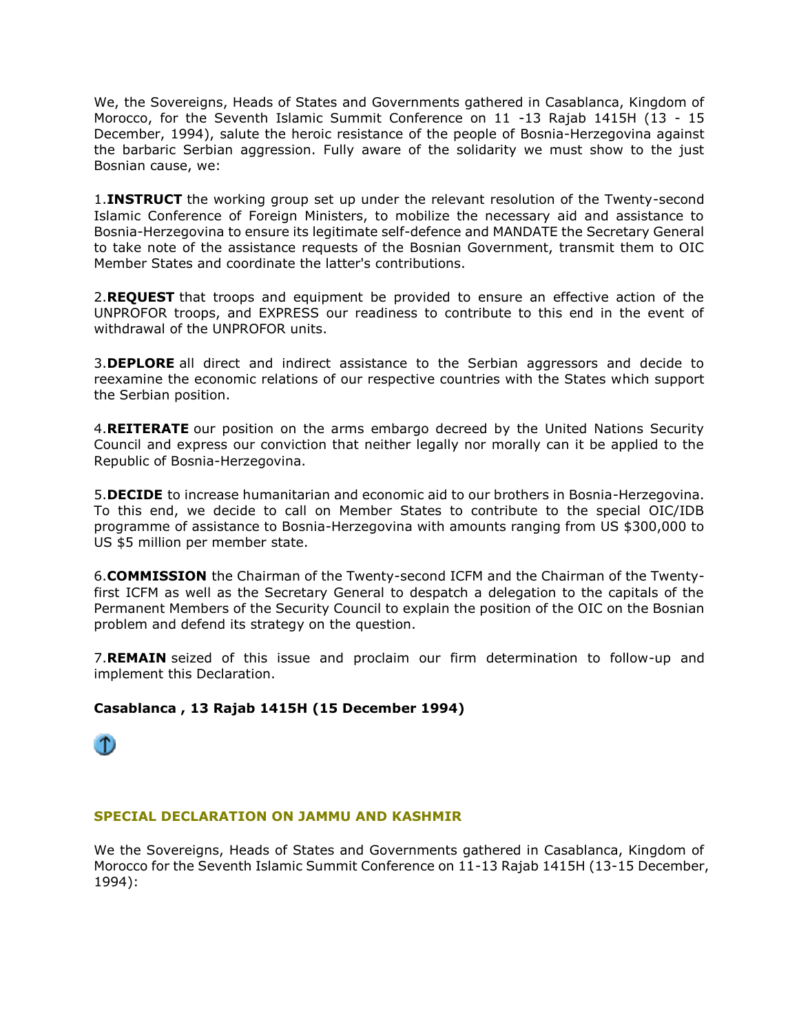We, the Sovereigns, Heads of States and Governments gathered in Casablanca, Kingdom of Morocco, for the Seventh Islamic Summit Conference on 11 -13 Rajab 1415H (13 - 15 December, 1994), salute the heroic resistance of the people of Bosnia-Herzegovina against the barbaric Serbian aggression. Fully aware of the solidarity we must show to the just Bosnian cause, we:

1.**INSTRUCT** the working group set up under the relevant resolution of the Twenty-second Islamic Conference of Foreign Ministers, to mobilize the necessary aid and assistance to Bosnia-Herzegovina to ensure its legitimate self-defence and MANDATE the Secretary General to take note of the assistance requests of the Bosnian Government, transmit them to OIC Member States and coordinate the latter's contributions.

2.**REQUEST** that troops and equipment be provided to ensure an effective action of the UNPROFOR troops, and EXPRESS our readiness to contribute to this end in the event of withdrawal of the UNPROFOR units.

3.**DEPLORE** all direct and indirect assistance to the Serbian aggressors and decide to reexamine the economic relations of our respective countries with the States which support the Serbian position.

4.**REITERATE** our position on the arms embargo decreed by the United Nations Security Council and express our conviction that neither legally nor morally can it be applied to the Republic of Bosnia-Herzegovina.

5.**DECIDE** to increase humanitarian and economic aid to our brothers in Bosnia-Herzegovina. To this end, we decide to call on Member States to contribute to the special OIC/IDB programme of assistance to Bosnia-Herzegovina with amounts ranging from US $300,000 to US $5 million per member state.

6.**COMMISSION** the Chairman of the Twenty-second ICFM and the Chairman of the Twenty-first ICFM as well as the Secretary General to despatch a delegation to the capitals of the Permanent Members of the Security Council to explain the position of the OIC on the Bosnian problem and defend its strategy on the question.

7.**REMAIN** seized of this issue and proclaim our firm determination to follow-up and implement this Declaration.

**Casablanca , 13 Rajab 1415H (15 December 1994)**

## SPECIAL DECLARATION ON JAMMU AND KASHMIR

We the Sovereigns, Heads of States and Governments gathered in Casablanca, Kingdom of Morocco for the Seventh Islamic Summit Conference on 11-13 Rajab 1415H (13-15 December, 1994):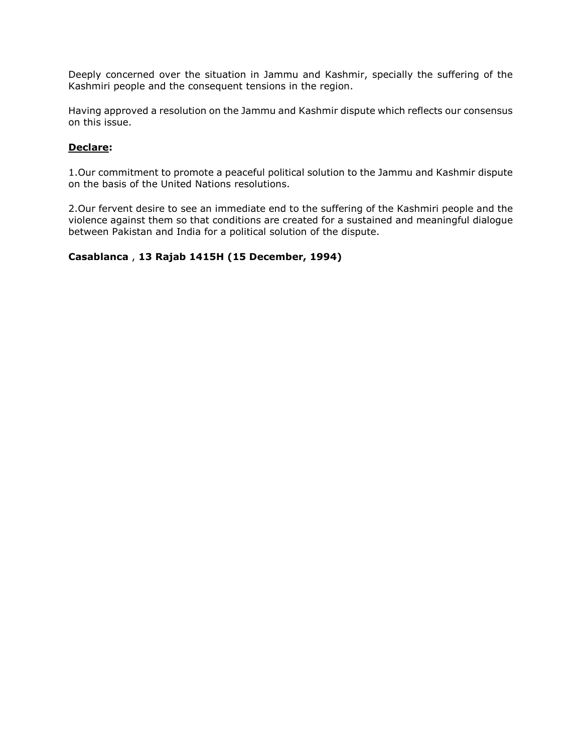Deeply concerned over the situation in Jammu and Kashmir, specially the suffering of the Kashmiri people and the consequent tensions in the region.

Having approved a resolution on the Jammu and Kashmir dispute which reflects our consensus on this issue.

**<u>Declare</u>:**

1.Our commitment to promote a peaceful political solution to the Jammu and Kashmir dispute on the basis of the United Nations resolutions.

2.Our fervent desire to see an immediate end to the suffering of the Kashmiri people and the violence against them so that conditions are created for a sustained and meaningful dialogue between Pakistan and India for a political solution of the dispute.

**Casablanca , 13 Rajab 1415H (15 December, 1994)**